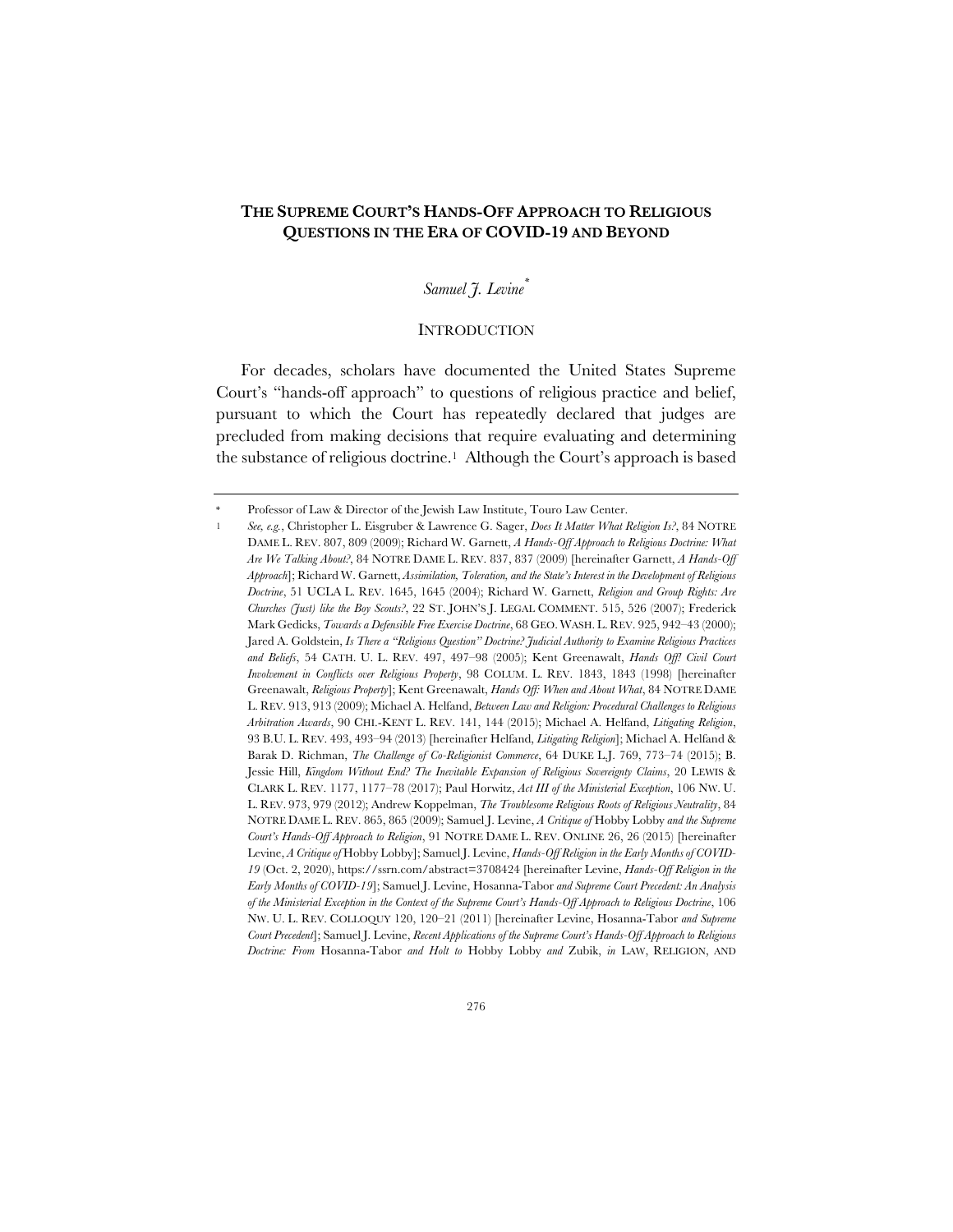# THE SUPREME COURT'S HANDS-OFF APPROACH TO RELIGIOUS QUESTIONS IN THE ERA OF COVID-19 AND BEYOND

*Samuel J. Levine*[*]

## INTRODUCTION

For decades, scholars have documented the United States Supreme Court's "hands-off approach" to questions of religious practice and belief, pursuant to which the Court has repeatedly declared that judges are precluded from making decisions that require evaluating and determining the substance of religious doctrine.[1] Although the Court's approach is based

---

[*] Professor of Law & Director of the Jewish Law Institute, Touro Law Center.

[1] *See, e.g.*, Christopher L. Eisgruber & Lawrence G. Sager, *Does It Matter What Religion Is?*, 84 NOTRE DAME L. REV. 807, 809 (2009); Richard W. Garnett, *A Hands-Off Approach to Religious Doctrine: What Are We Talking About?*, 84 NOTRE DAME L. REV. 837, 837 (2009) [hereinafter Garnett, *A Hands-Off Approach*]; Richard W. Garnett, *Assimilation, Toleration, and the State's Interest in the Development of Religious Doctrine*, 51 UCLA L. REV. 1645, 1645 (2004); Richard W. Garnett, *Religion and Group Rights: Are Churches (Just) like the Boy Scouts?*, 22 ST. JOHN'S J. LEGAL COMMENT. 515, 526 (2007); Frederick Mark Gedicks, *Towards a Defensible Free Exercise Doctrine*, 68 GEO. WASH. L. REV. 925, 942–43 (2000); Jared A. Goldstein, *Is There a "Religious Question" Doctrine? Judicial Authority to Examine Religious Practices and Beliefs*, 54 CATH. U. L. REV. 497, 497–98 (2005); Kent Greenawalt, *Hands Off! Civil Court Involvement in Conflicts over Religious Property*, 98 COLUM. L. REV. 1843, 1843 (1998) [hereinafter Greenawalt, *Religious Property*]; Kent Greenawalt, *Hands Off: When and About What*, 84 NOTRE DAME L. REV. 913, 913 (2009); Michael A. Helfand, *Between Law and Religion: Procedural Challenges to Religious Arbitration Awards*, 90 CHI.-KENT L. REV. 141, 144 (2015); Michael A. Helfand, *Litigating Religion*, 93 B.U. L. REV. 493, 493–94 (2013) [hereinafter Helfand, *Litigating Religion*]; Michael A. Helfand & Barak D. Richman, *The Challenge of Co-Religionist Commerce*, 64 DUKE L.J. 769, 773–74 (2015); B. Jessie Hill, *Kingdom Without End? The Inevitable Expansion of Religious Sovereignty Claims*, 20 LEWIS & CLARK L. REV. 1177, 1177–78 (2017); Paul Horwitz, *Act III of the Ministerial Exception*, 106 NW. U. L. REV. 973, 979 (2012); Andrew Koppelman, *The Troublesome Religious Roots of Religious Neutrality*, 84 NOTRE DAME L. REV. 865, 865 (2009); Samuel J. Levine, *A Critique of* Hobby Lobby *and the Supreme Court's Hands-Off Approach to Religion*, 91 NOTRE DAME L. REV. ONLINE 26, 26 (2015) [hereinafter Levine, *A Critique of* Hobby Lobby]; Samuel J. Levine, *Hands-Off Religion in the Early Months of COVID-19* (Oct. 2, 2020), https://ssrn.com/abstract=3708424 [hereinafter Levine, *Hands-Off Religion in the Early Months of COVID-19*]; Samuel J. Levine, Hosanna-Tabor *and Supreme Court Precedent: An Analysis of the Ministerial Exception in the Context of the Supreme Court's Hands-Off Approach to Religious Doctrine*, 106 NW. U. L. REV. COLLOQUY 120, 120–21 (2011) [hereinafter Levine, Hosanna-Tabor *and Supreme Court Precedent*]; Samuel J. Levine, *Recent Applications of the Supreme Court's Hands-Off Approach to Religious Doctrine: From* Hosanna-Tabor *and Holt to* Hobby Lobby *and* Zubik, *in* LAW, RELIGION, AND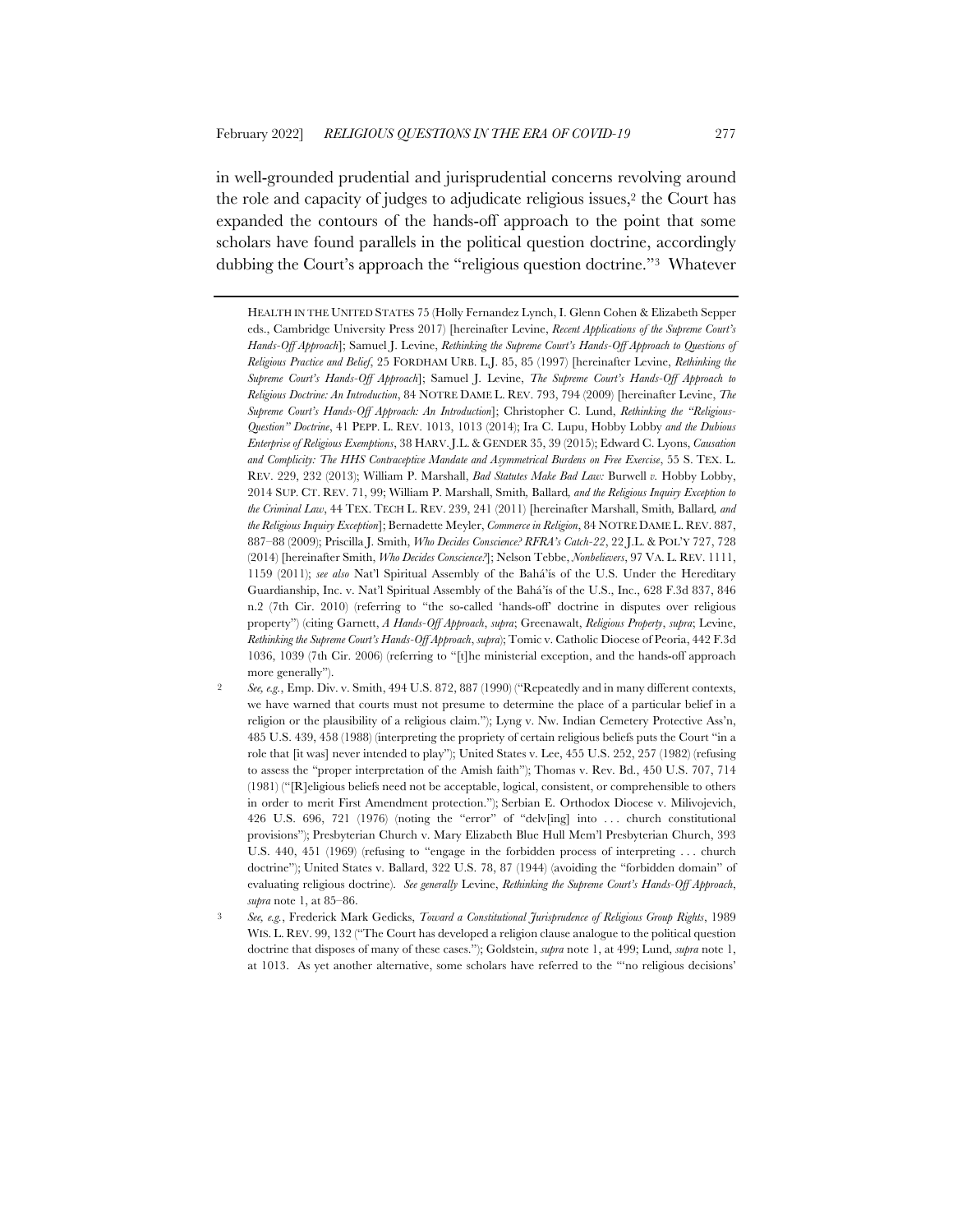in well-grounded prudential and jurisprudential concerns revolving around the role and capacity of judges to adjudicate religious issues,[2] the Court has expanded the contours of the hands-off approach to the point that some scholars have found parallels in the political question doctrine, accordingly dubbing the Court's approach the "religious question doctrine."[3] Whatever

---

HEALTH IN THE UNITED STATES 75 (Holly Fernandez Lynch, I. Glenn Cohen & Elizabeth Sepper eds., Cambridge University Press 2017) [hereinafter Levine, *Recent Applications of the Supreme Court's Hands-Off Approach*]; Samuel J. Levine, *Rethinking the Supreme Court's Hands-Off Approach to Questions of Religious Practice and Belief*, 25 FORDHAM URB. L.J. 85, 85 (1997) [hereinafter Levine, *Rethinking the Supreme Court's Hands-Off Approach*]; Samuel J. Levine, *The Supreme Court's Hands-Off Approach to Religious Doctrine: An Introduction*, 84 NOTRE DAME L. REV. 793, 794 (2009) [hereinafter Levine, *The Supreme Court's Hands-Off Approach: An Introduction*]; Christopher C. Lund, *Rethinking the "Religious-Question" Doctrine*, 41 PEPP. L. REV. 1013, 1013 (2014); Ira C. Lupu, Hobby Lobby *and the Dubious Enterprise of Religious Exemptions*, 38 HARV. J.L. & GENDER 35, 39 (2015); Edward C. Lyons, *Causation and Complicity: The HHS Contraceptive Mandate and Asymmetrical Burdens on Free Exercise*, 55 S. TEX. L. REV. 229, 232 (2013); William P. Marshall, *Bad Statutes Make Bad Law:* Burwell *v.* Hobby Lobby, 2014 SUP. CT. REV. 71, 99; William P. Marshall, Smith, Ballard*, and the Religious Inquiry Exception to the Criminal Law*, 44 TEX. TECH L. REV. 239, 241 (2011) [hereinafter Marshall, Smith, Ballard*, and the Religious Inquiry Exception*]; Bernadette Meyler, *Commerce in Religion*, 84 NOTRE DAME L. REV. 887, 887–88 (2009); Priscilla J. Smith, *Who Decides Conscience? RFRA's Catch-22*, 22 J.L. & POL'Y 727, 728 (2014) [hereinafter Smith, *Who Decides Conscience?*]; Nelson Tebbe, *Nonbelievers*, 97 VA. L. REV. 1111, 1159 (2011); *see also* Nat'l Spiritual Assembly of the Bahá'ís of the U.S. Under the Hereditary Guardianship, Inc. v. Nat'l Spiritual Assembly of the Bahá'ís of the U.S., Inc., 628 F.3d 837, 846 n.2 (7th Cir. 2010) (referring to "the so-called 'hands-off' doctrine in disputes over religious property") (citing Garnett, *A Hands-Off Approach*, *supra*; Greenawalt, *Religious Property*, *supra*; Levine, *Rethinking the Supreme Court's Hands-Off Approach*, *supra*); Tomic v. Catholic Diocese of Peoria, 442 F.3d 1036, 1039 (7th Cir. 2006) (referring to "[t]he ministerial exception, and the hands-off approach more generally").

[2] *See, e.g.*, Emp. Div. v. Smith, 494 U.S. 872, 887 (1990) ("Repeatedly and in many different contexts, we have warned that courts must not presume to determine the place of a particular belief in a religion or the plausibility of a religious claim."); Lyng v. Nw. Indian Cemetery Protective Ass'n, 485 U.S. 439, 458 (1988) (interpreting the propriety of certain religious beliefs puts the Court "in a role that [it was] never intended to play"); United States v. Lee, 455 U.S. 252, 257 (1982) (refusing to assess the "proper interpretation of the Amish faith"); Thomas v. Rev. Bd., 450 U.S. 707, 714 (1981) ("[R]eligious beliefs need not be acceptable, logical, consistent, or comprehensible to others in order to merit First Amendment protection."); Serbian E. Orthodox Diocese v. Milivojevich, 426 U.S. 696, 721 (1976) (noting the "error" of "delv[ing] into . . . church constitutional provisions"); Presbyterian Church v. Mary Elizabeth Blue Hull Mem'l Presbyterian Church, 393 U.S. 440, 451 (1969) (refusing to "engage in the forbidden process of interpreting . . . church doctrine"); United States v. Ballard, 322 U.S. 78, 87 (1944) (avoiding the "forbidden domain" of evaluating religious doctrine). *See generally* Levine, *Rethinking the Supreme Court's Hands-Off Approach*, *supra* note 1, at 85–86.

[3] *See, e.g.*, Frederick Mark Gedicks, *Toward a Constitutional Jurisprudence of Religious Group Rights*, 1989 WIS. L. REV. 99, 132 ("The Court has developed a religion clause analogue to the political question doctrine that disposes of many of these cases."); Goldstein, *supra* note 1, at 499; Lund, *supra* note 1, at 1013. As yet another alternative, some scholars have referred to the "'no religious decisions'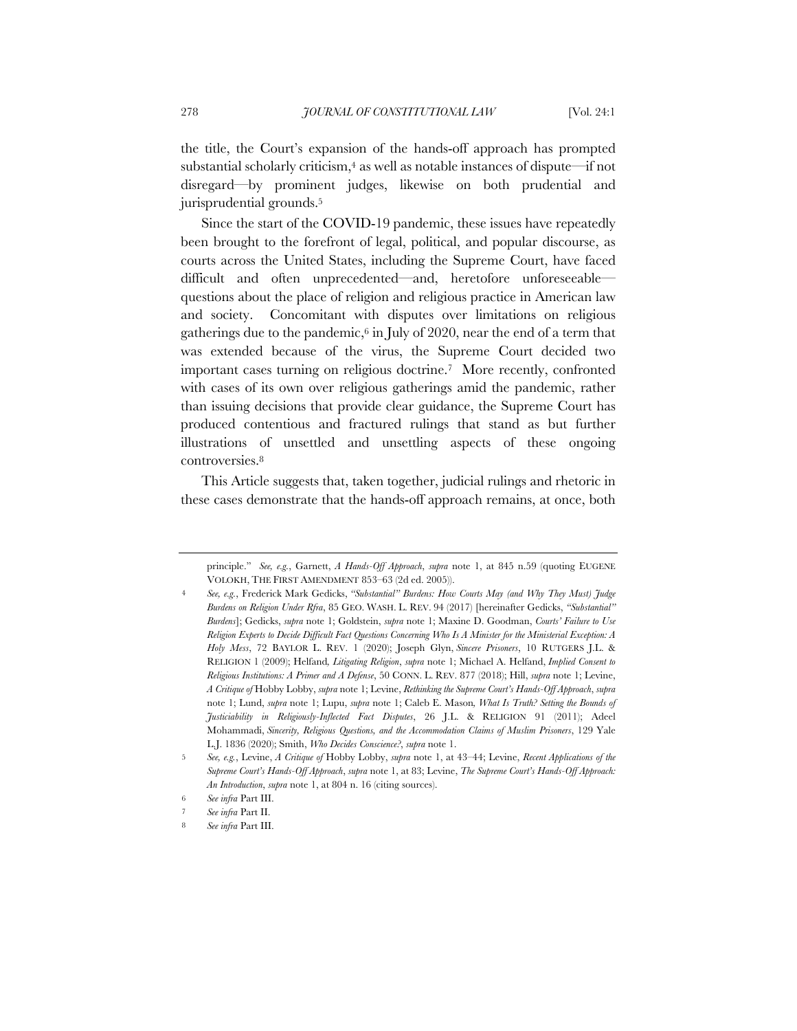the title, the Court's expansion of the hands-off approach has prompted substantial scholarly criticism,[4] as well as notable instances of dispute—if not disregard—by prominent judges, likewise on both prudential and jurisprudential grounds.[5]

Since the start of the COVID-19 pandemic, these issues have repeatedly been brought to the forefront of legal, political, and popular discourse, as courts across the United States, including the Supreme Court, have faced difficult and often unprecedented—and, heretofore unforeseeable—questions about the place of religion and religious practice in American law and society. Concomitant with disputes over limitations on religious gatherings due to the pandemic,[6] in July of 2020, near the end of a term that was extended because of the virus, the Supreme Court decided two important cases turning on religious doctrine.[7] More recently, confronted with cases of its own over religious gatherings amid the pandemic, rather than issuing decisions that provide clear guidance, the Supreme Court has produced contentious and fractured rulings that stand as but further illustrations of unsettled and unsettling aspects of these ongoing controversies.[8]

This Article suggests that, taken together, judicial rulings and rhetoric in these cases demonstrate that the hands-off approach remains, at once, both

---

principle." *See, e.g.*, Garnett, *A Hands-Off Approach*, *supra* note 1, at 845 n.59 (quoting EUGENE VOLOKH, THE FIRST AMENDMENT 853–63 (2d ed. 2005)).

4 *See, e.g.*, Frederick Mark Gedicks, *"Substantial" Burdens: How Courts May (and Why They Must) Judge Burdens on Religion Under Rfra*, 85 GEO. WASH. L. REV. 94 (2017) [hereinafter Gedicks, *"Substantial" Burdens*]; Gedicks, *supra* note 1; Goldstein, *supra* note 1; Maxine D. Goodman, *Courts' Failure to Use Religion Experts to Decide Difficult Fact Questions Concerning Who Is A Minister for the Ministerial Exception: A Holy Mess*, 72 BAYLOR L. REV. 1 (2020); Joseph Glyn, *Sincere Prisoners*, 10 RUTGERS J.L. & RELIGION 1 (2009); Helfand, *Litigating Religion*, *supra* note 1; Michael A. Helfand, *Implied Consent to Religious Institutions: A Primer and A Defense*, 50 CONN. L. REV. 877 (2018); Hill, *supra* note 1; Levine, *A Critique of* Hobby Lobby, *supra* note 1; Levine, *Rethinking the Supreme Court's Hands-Off Approach*, *supra* note 1; Lund, *supra* note 1; Lupu, *supra* note 1; Caleb E. Mason, *What Is Truth? Setting the Bounds of Justiciability in Religiously-Inflected Fact Disputes*, 26 J.L. & RELIGION 91 (2011); Adeel Mohammadi, *Sincerity, Religious Questions, and the Accommodation Claims of Muslim Prisoners*, 129 Yale L.J. 1836 (2020); Smith, *Who Decides Conscience?*, *supra* note 1.

5 *See, e.g.*, Levine, *A Critique of* Hobby Lobby, *supra* note 1, at 43–44; Levine, *Recent Applications of the Supreme Court's Hands-Off Approach*, *supra* note 1, at 83; Levine, *The Supreme Court's Hands-Off Approach: An Introduction*, *supra* note 1, at 804 n. 16 (citing sources).

6 *See infra* Part III.

7 *See infra* Part II.

8 *See infra* Part III.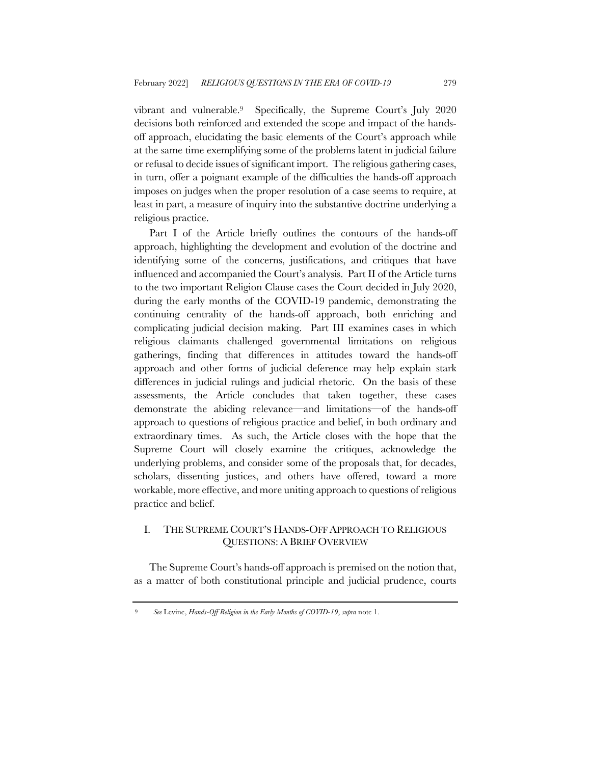vibrant and vulnerable.[9] Specifically, the Supreme Court's July 2020 decisions both reinforced and extended the scope and impact of the hands-off approach, elucidating the basic elements of the Court's approach while at the same time exemplifying some of the problems latent in judicial failure or refusal to decide issues of significant import. The religious gathering cases, in turn, offer a poignant example of the difficulties the hands-off approach imposes on judges when the proper resolution of a case seems to require, at least in part, a measure of inquiry into the substantive doctrine underlying a religious practice.

Part I of the Article briefly outlines the contours of the hands-off approach, highlighting the development and evolution of the doctrine and identifying some of the concerns, justifications, and critiques that have influenced and accompanied the Court's analysis. Part II of the Article turns to the two important Religion Clause cases the Court decided in July 2020, during the early months of the COVID-19 pandemic, demonstrating the continuing centrality of the hands-off approach, both enriching and complicating judicial decision making. Part III examines cases in which religious claimants challenged governmental limitations on religious gatherings, finding that differences in attitudes toward the hands-off approach and other forms of judicial deference may help explain stark differences in judicial rulings and judicial rhetoric. On the basis of these assessments, the Article concludes that taken together, these cases demonstrate the abiding relevance—and limitations—of the hands-off approach to questions of religious practice and belief, in both ordinary and extraordinary times. As such, the Article closes with the hope that the Supreme Court will closely examine the critiques, acknowledge the underlying problems, and consider some of the proposals that, for decades, scholars, dissenting justices, and others have offered, toward a more workable, more effective, and more uniting approach to questions of religious practice and belief.

## I. THE SUPREME COURT'S HANDS-OFF APPROACH TO RELIGIOUS QUESTIONS: A BRIEF OVERVIEW

The Supreme Court's hands-off approach is premised on the notion that, as a matter of both constitutional principle and judicial prudence, courts

---

[9] *See* Levine, *Hands-Off Religion in the Early Months of COVID-19*, *supra* note 1.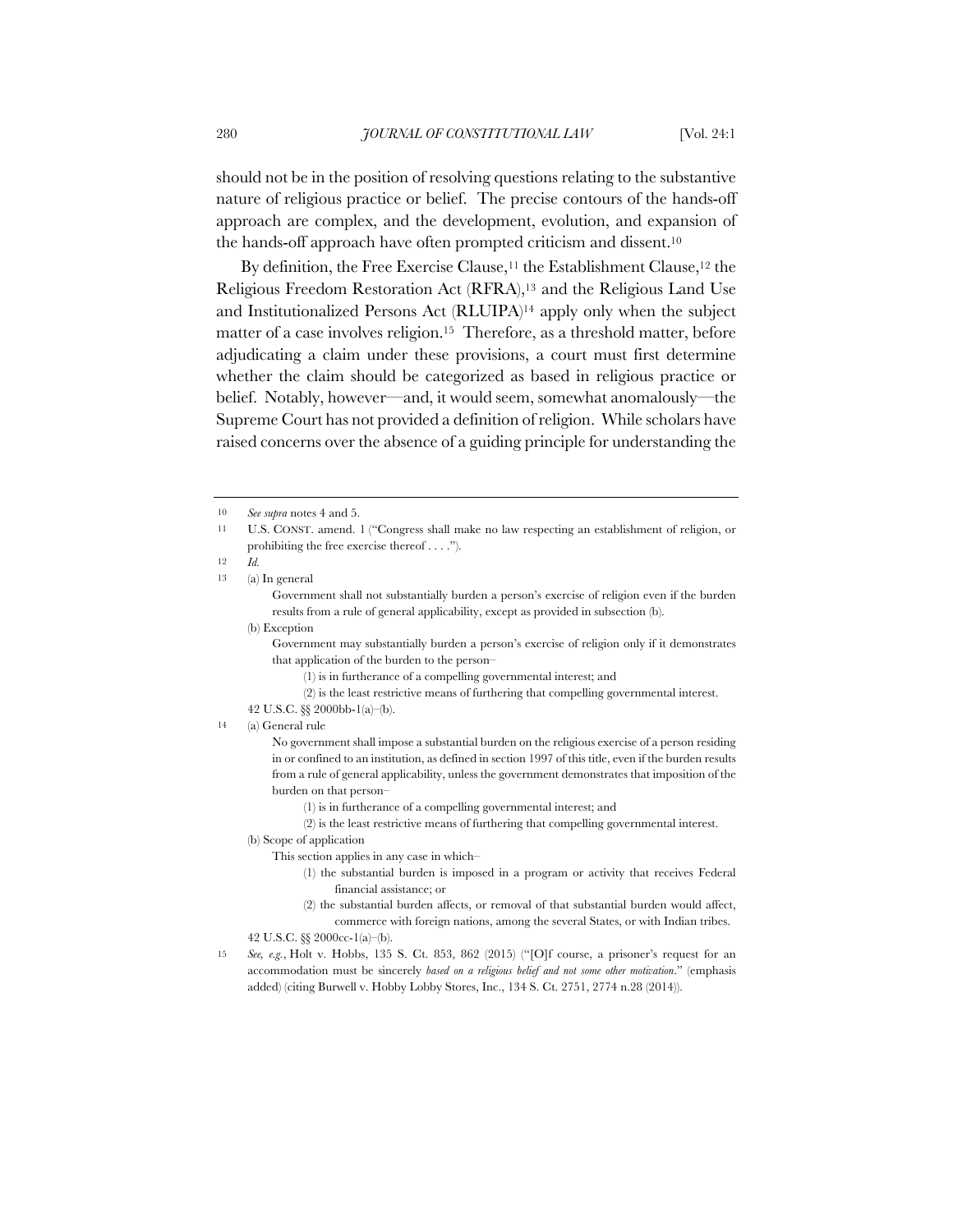should not be in the position of resolving questions relating to the substantive nature of religious practice or belief. The precise contours of the hands-off approach are complex, and the development, evolution, and expansion of the hands-off approach have often prompted criticism and dissent.[10]

By definition, the Free Exercise Clause,[11] the Establishment Clause,[12] the Religious Freedom Restoration Act (RFRA),[13] and the Religious Land Use and Institutionalized Persons Act (RLUIPA)[14] apply only when the subject matter of a case involves religion.[15] Therefore, as a threshold matter, before adjudicating a claim under these provisions, a court must first determine whether the claim should be categorized as based in religious practice or belief. Notably, however—and, it would seem, somewhat anomalously—the Supreme Court has not provided a definition of religion. While scholars have raised concerns over the absence of a guiding principle for understanding the

---

[10] *See supra* notes 4 and 5.

[11] U.S. CONST. amend. 1 ("Congress shall make no law respecting an establishment of religion, or prohibiting the free exercise thereof . . . .").

[12] *Id.*

[13] (a) In general

> Government shall not substantially burden a person's exercise of religion even if the burden results from a rule of general applicability, except as provided in subsection (b).

(b) Exception

> Government may substantially burden a person's exercise of religion only if it demonstrates that application of the burden to the person–
>
> (1) is in furtherance of a compelling governmental interest; and
>
> (2) is the least restrictive means of furthering that compelling governmental interest.

42 U.S.C. §§ 2000bb-1(a)–(b).

[14] (a) General rule

> No government shall impose a substantial burden on the religious exercise of a person residing in or confined to an institution, as defined in section 1997 of this title, even if the burden results from a rule of general applicability, unless the government demonstrates that imposition of the burden on that person–
>
> (1) is in furtherance of a compelling governmental interest; and
>
> (2) is the least restrictive means of furthering that compelling governmental interest.

(b) Scope of application

> This section applies in any case in which–
>
> (1) the substantial burden is imposed in a program or activity that receives Federal financial assistance; or
>
> (2) the substantial burden affects, or removal of that substantial burden would affect, commerce with foreign nations, among the several States, or with Indian tribes.

42 U.S.C. §§ 2000cc-1(a)–(b).

[15] *See, e.g.*, Holt v. Hobbs, 135 S. Ct. 853, 862 (2015) ("[O]f course, a prisoner's request for an accommodation must be sincerely *based on a religious belief and not some other motivation*." (emphasis added) (citing Burwell v. Hobby Lobby Stores, Inc., 134 S. Ct. 2751, 2774 n.28 (2014)).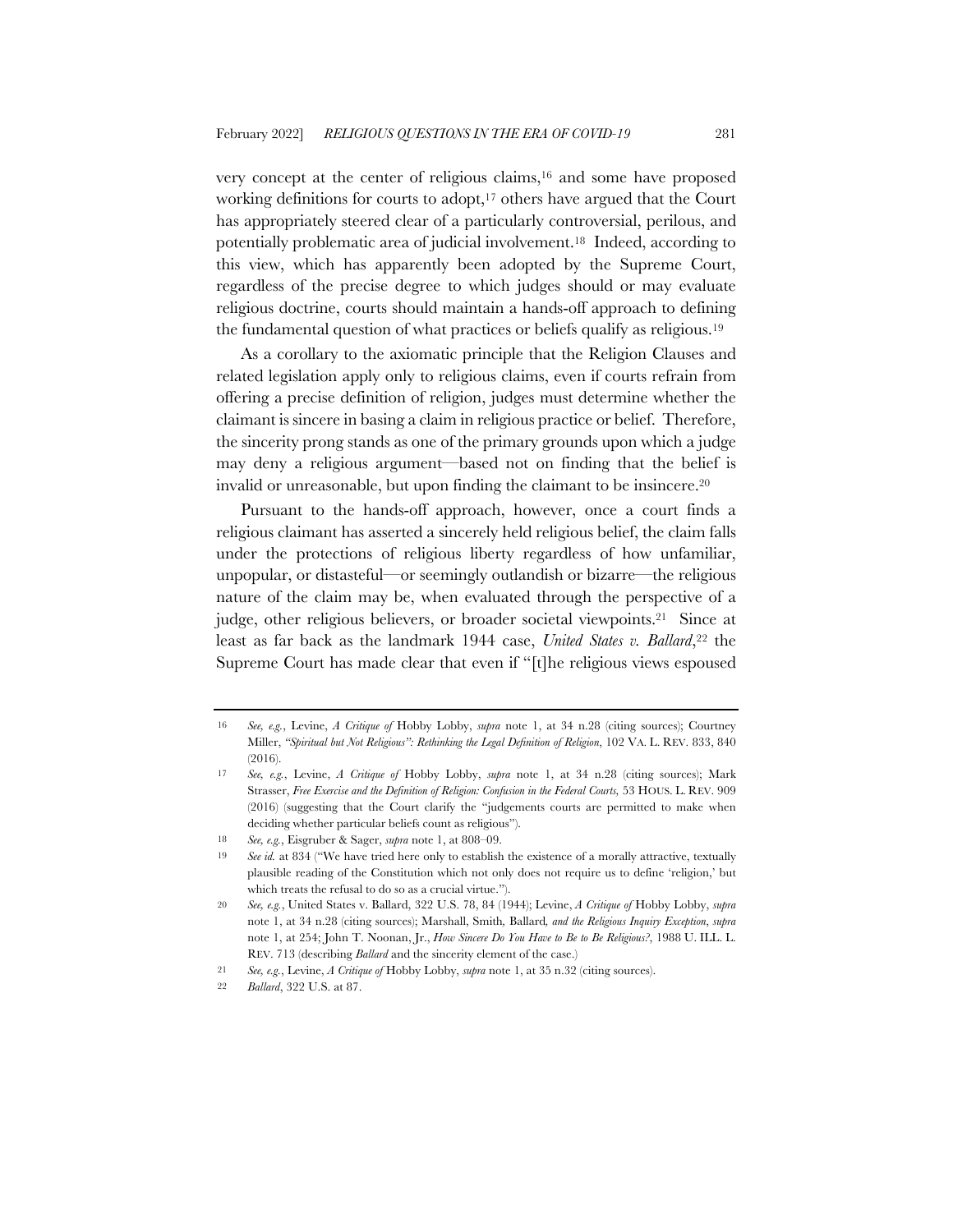very concept at the center of religious claims,[16] and some have proposed working definitions for courts to adopt,[17] others have argued that the Court has appropriately steered clear of a particularly controversial, perilous, and potentially problematic area of judicial involvement.[18] Indeed, according to this view, which has apparently been adopted by the Supreme Court, regardless of the precise degree to which judges should or may evaluate religious doctrine, courts should maintain a hands-off approach to defining the fundamental question of what practices or beliefs qualify as religious.[19]

As a corollary to the axiomatic principle that the Religion Clauses and related legislation apply only to religious claims, even if courts refrain from offering a precise definition of religion, judges must determine whether the claimant is sincere in basing a claim in religious practice or belief. Therefore, the sincerity prong stands as one of the primary grounds upon which a judge may deny a religious argument—based not on finding that the belief is invalid or unreasonable, but upon finding the claimant to be insincere.[20]

Pursuant to the hands-off approach, however, once a court finds a religious claimant has asserted a sincerely held religious belief, the claim falls under the protections of religious liberty regardless of how unfamiliar, unpopular, or distasteful—or seemingly outlandish or bizarre—the religious nature of the claim may be, when evaluated through the perspective of a judge, other religious believers, or broader societal viewpoints.[21] Since at least as far back as the landmark 1944 case, *United States v. Ballard*,[22] the Supreme Court has made clear that even if "[t]he religious views espoused

---

[16] *See, e.g.*, Levine, *A Critique of* Hobby Lobby, *supra* note 1, at 34 n.28 (citing sources); Courtney Miller, *"Spiritual but Not Religious": Rethinking the Legal Definition of Religion*, 102 VA. L. REV. 833, 840 (2016).

[17] *See, e.g.*, Levine, *A Critique of* Hobby Lobby, *supra* note 1, at 34 n.28 (citing sources); Mark Strasser, *Free Exercise and the Definition of Religion: Confusion in the Federal Courts,* 53 HOUS. L. REV. 909 (2016) (suggesting that the Court clarify the "judgements courts are permitted to make when deciding whether particular beliefs count as religious").

[18] *See, e.g.*, Eisgruber & Sager, *supra* note 1, at 808–09.

[19] *See id.* at 834 ("We have tried here only to establish the existence of a morally attractive, textually plausible reading of the Constitution which not only does not require us to define 'religion,' but which treats the refusal to do so as a crucial virtue.").

[20] *See, e.g.*, United States v. Ballard, 322 U.S. 78, 84 (1944); Levine, *A Critique of* Hobby Lobby, *supra* note 1, at 34 n.28 (citing sources); Marshall, Smith, Ballard*, and the Religious Inquiry Exception*, *supra* note 1, at 254; John T. Noonan, Jr., *How Sincere Do You Have to Be to Be Religious?*, 1988 U. ILL. L. REV. 713 (describing *Ballard* and the sincerity element of the case.)

[21] *See, e.g.*, Levine, *A Critique of* Hobby Lobby, *supra* note 1, at 35 n.32 (citing sources).

[22] *Ballard*, 322 U.S. at 87.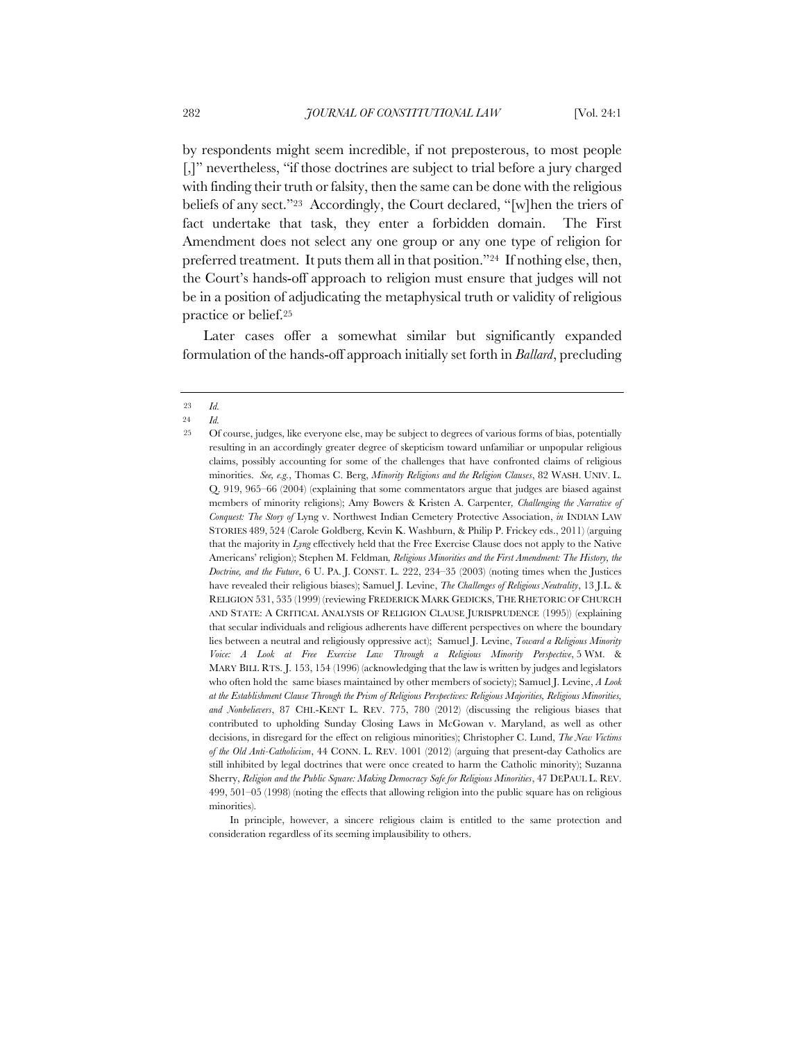by respondents might seem incredible, if not preposterous, to most people [,]" nevertheless, "if those doctrines are subject to trial before a jury charged with finding their truth or falsity, then the same can be done with the religious beliefs of any sect."[23] Accordingly, the Court declared, "[w]hen the triers of fact undertake that task, they enter a forbidden domain. The First Amendment does not select any one group or any one type of religion for preferred treatment. It puts them all in that position."[24] If nothing else, then, the Court's hands-off approach to religion must ensure that judges will not be in a position of adjudicating the metaphysical truth or validity of religious practice or belief.[25]

Later cases offer a somewhat similar but significantly expanded formulation of the hands-off approach initially set forth in *Ballard*, precluding

---

23 *Id.*

24 *Id.*

25 Of course, judges, like everyone else, may be subject to degrees of various forms of bias, potentially resulting in an accordingly greater degree of skepticism toward unfamiliar or unpopular religious claims, possibly accounting for some of the challenges that have confronted claims of religious minorities. *See, e.g.*, Thomas C. Berg, *Minority Religions and the Religion Clauses*, 82 WASH. UNIV. L. Q. 919, 965–66 (2004) (explaining that some commentators argue that judges are biased against members of minority religions); Amy Bowers & Kristen A. Carpenter, *Challenging the Narrative of Conquest: The Story of* Lyng v. Northwest Indian Cemetery Protective Association, *in* INDIAN LAW STORIES 489, 524 (Carole Goldberg, Kevin K. Washburn, & Philip P. Frickey eds., 2011) (arguing that the majority in *Lyng* effectively held that the Free Exercise Clause does not apply to the Native Americans' religion); Stephen M. Feldman, *Religious Minorities and the First Amendment: The History, the Doctrine, and the Future*, 6 U. PA. J. CONST. L. 222, 234–35 (2003) (noting times when the Justices have revealed their religious biases); Samuel J. Levine, *The Challenges of Religious Neutrality*, 13 J.L. & RELIGION 531, 535 (1999) (reviewing FREDERICK MARK GEDICKS, THE RHETORIC OF CHURCH AND STATE: A CRITICAL ANALYSIS OF RELIGION CLAUSE JURISPRUDENCE (1995)) (explaining that secular individuals and religious adherents have different perspectives on where the boundary lies between a neutral and religiously oppressive act); Samuel J. Levine, *Toward a Religious Minority Voice: A Look at Free Exercise Law Through a Religious Minority Perspective*, 5 WM. & MARY BILL RTS. J. 153, 154 (1996) (acknowledging that the law is written by judges and legislators who often hold the same biases maintained by other members of society); Samuel J. Levine, *A Look at the Establishment Clause Through the Prism of Religious Perspectives: Religious Majorities, Religious Minorities, and Nonbelievers*, 87 CHI.-KENT L. REV. 775, 780 (2012) (discussing the religious biases that contributed to upholding Sunday Closing Laws in McGowan v. Maryland, as well as other decisions, in disregard for the effect on religious minorities); Christopher C. Lund, *The New Victims of the Old Anti-Catholicism*, 44 CONN. L. REV. 1001 (2012) (arguing that present-day Catholics are still inhibited by legal doctrines that were once created to harm the Catholic minority); Suzanna Sherry, *Religion and the Public Square: Making Democracy Safe for Religious Minorities*, 47 DEPAUL L. REV. 499, 501–05 (1998) (noting the effects that allowing religion into the public square has on religious minorities).

In principle, however, a sincere religious claim is entitled to the same protection and consideration regardless of its seeming implausibility to others.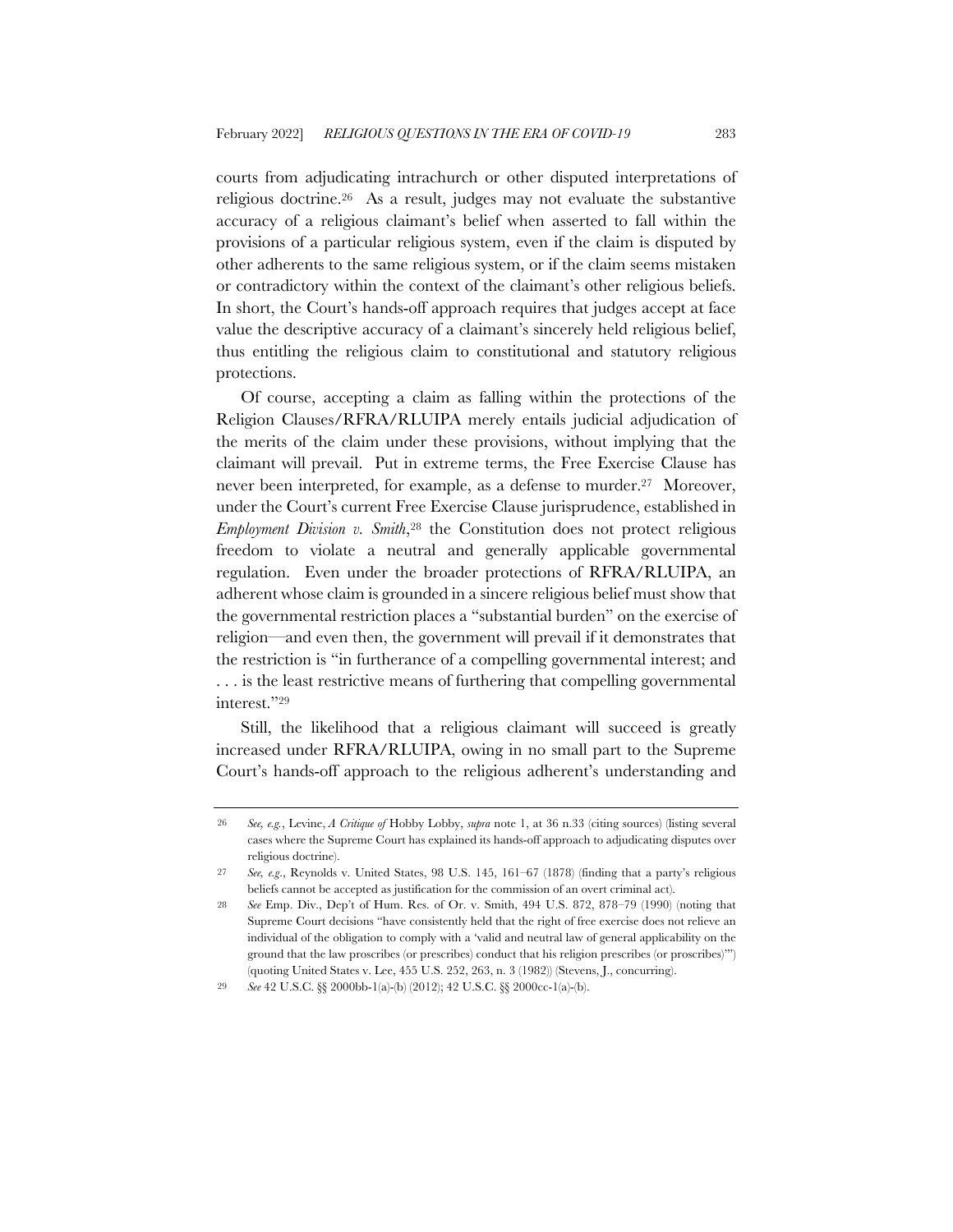courts from adjudicating intrachurch or other disputed interpretations of religious doctrine.[26] As a result, judges may not evaluate the substantive accuracy of a religious claimant's belief when asserted to fall within the provisions of a particular religious system, even if the claim is disputed by other adherents to the same religious system, or if the claim seems mistaken or contradictory within the context of the claimant's other religious beliefs. In short, the Court's hands-off approach requires that judges accept at face value the descriptive accuracy of a claimant's sincerely held religious belief, thus entitling the religious claim to constitutional and statutory religious protections.

Of course, accepting a claim as falling within the protections of the Religion Clauses/RFRA/RLUIPA merely entails judicial adjudication of the merits of the claim under these provisions, without implying that the claimant will prevail. Put in extreme terms, the Free Exercise Clause has never been interpreted, for example, as a defense to murder.[27] Moreover, under the Court's current Free Exercise Clause jurisprudence, established in *Employment Division v. Smith*,[28] the Constitution does not protect religious freedom to violate a neutral and generally applicable governmental regulation. Even under the broader protections of RFRA/RLUIPA, an adherent whose claim is grounded in a sincere religious belief must show that the governmental restriction places a "substantial burden" on the exercise of religion—and even then, the government will prevail if it demonstrates that the restriction is "in furtherance of a compelling governmental interest; and . . . is the least restrictive means of furthering that compelling governmental interest."[29]

Still, the likelihood that a religious claimant will succeed is greatly increased under RFRA/RLUIPA, owing in no small part to the Supreme Court's hands-off approach to the religious adherent's understanding and

---

[26] *See, e.g.*, Levine, *A Critique of* Hobby Lobby, *supra* note 1, at 36 n.33 (citing sources) (listing several cases where the Supreme Court has explained its hands-off approach to adjudicating disputes over religious doctrine).

[27] *See, e.g.*, Reynolds v. United States, 98 U.S. 145, 161–67 (1878) (finding that a party's religious beliefs cannot be accepted as justification for the commission of an overt criminal act).

[28] *See* Emp. Div., Dep't of Hum. Res. of Or. v. Smith, 494 U.S. 872, 878–79 (1990) (noting that Supreme Court decisions "have consistently held that the right of free exercise does not relieve an individual of the obligation to comply with a 'valid and neutral law of general applicability on the ground that the law proscribes (or prescribes) conduct that his religion prescribes (or proscribes)'") (quoting United States v. Lee, 455 U.S. 252, 263, n. 3 (1982)) (Stevens, J., concurring).

[29] *See* 42 U.S.C. §§ 2000bb-1(a)-(b) (2012); 42 U.S.C. §§ 2000cc-1(a)-(b).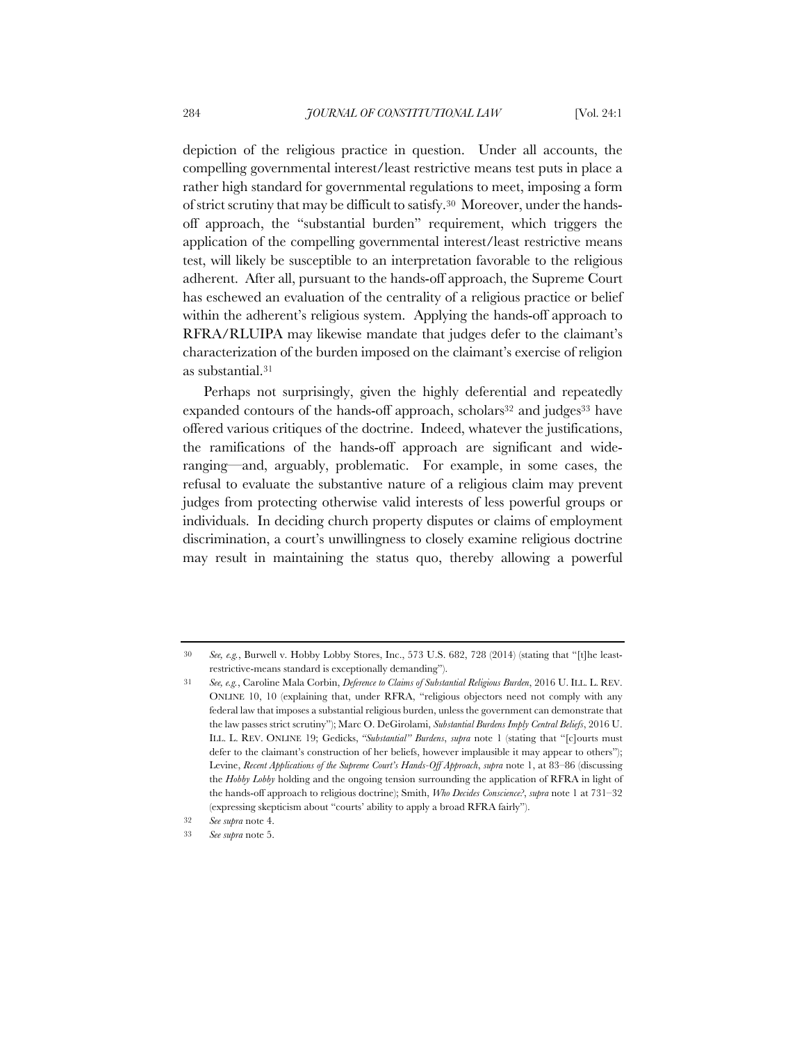depiction of the religious practice in question. Under all accounts, the compelling governmental interest/least restrictive means test puts in place a rather high standard for governmental regulations to meet, imposing a form of strict scrutiny that may be difficult to satisfy.[30] Moreover, under the hands-off approach, the "substantial burden" requirement, which triggers the application of the compelling governmental interest/least restrictive means test, will likely be susceptible to an interpretation favorable to the religious adherent. After all, pursuant to the hands-off approach, the Supreme Court has eschewed an evaluation of the centrality of a religious practice or belief within the adherent's religious system. Applying the hands-off approach to RFRA/RLUIPA may likewise mandate that judges defer to the claimant's characterization of the burden imposed on the claimant's exercise of religion as substantial.[31]

Perhaps not surprisingly, given the highly deferential and repeatedly expanded contours of the hands-off approach, scholars[32] and judges[33] have offered various critiques of the doctrine. Indeed, whatever the justifications, the ramifications of the hands-off approach are significant and wide-ranging—and, arguably, problematic. For example, in some cases, the refusal to evaluate the substantive nature of a religious claim may prevent judges from protecting otherwise valid interests of less powerful groups or individuals. In deciding church property disputes or claims of employment discrimination, a court's unwillingness to closely examine religious doctrine may result in maintaining the status quo, thereby allowing a powerful

---

30 *See, e.g.*, Burwell v. Hobby Lobby Stores, Inc., 573 U.S. 682, 728 (2014) (stating that "[t]he least-restrictive-means standard is exceptionally demanding").

31 *See, e.g.*, Caroline Mala Corbin, *Deference to Claims of Substantial Religious Burden*, 2016 U. ILL. L. REV. ONLINE 10, 10 (explaining that, under RFRA, "religious objectors need not comply with any federal law that imposes a substantial religious burden, unless the government can demonstrate that the law passes strict scrutiny"); Marc O. DeGirolami, *Substantial Burdens Imply Central Beliefs*, 2016 U. ILL. L. REV. ONLINE 19; Gedicks, *"Substantial" Burdens*, *supra* note 1 (stating that "[c]ourts must defer to the claimant's construction of her beliefs, however implausible it may appear to others"); Levine, *Recent Applications of the Supreme Court's Hands-Off Approach*, *supra* note 1, at 83–86 (discussing the *Hobby Lobby* holding and the ongoing tension surrounding the application of RFRA in light of the hands-off approach to religious doctrine); Smith, *Who Decides Conscience?*, *supra* note 1 at 731–32 (expressing skepticism about "courts' ability to apply a broad RFRA fairly").

32 *See supra* note 4.

33 *See supra* note 5.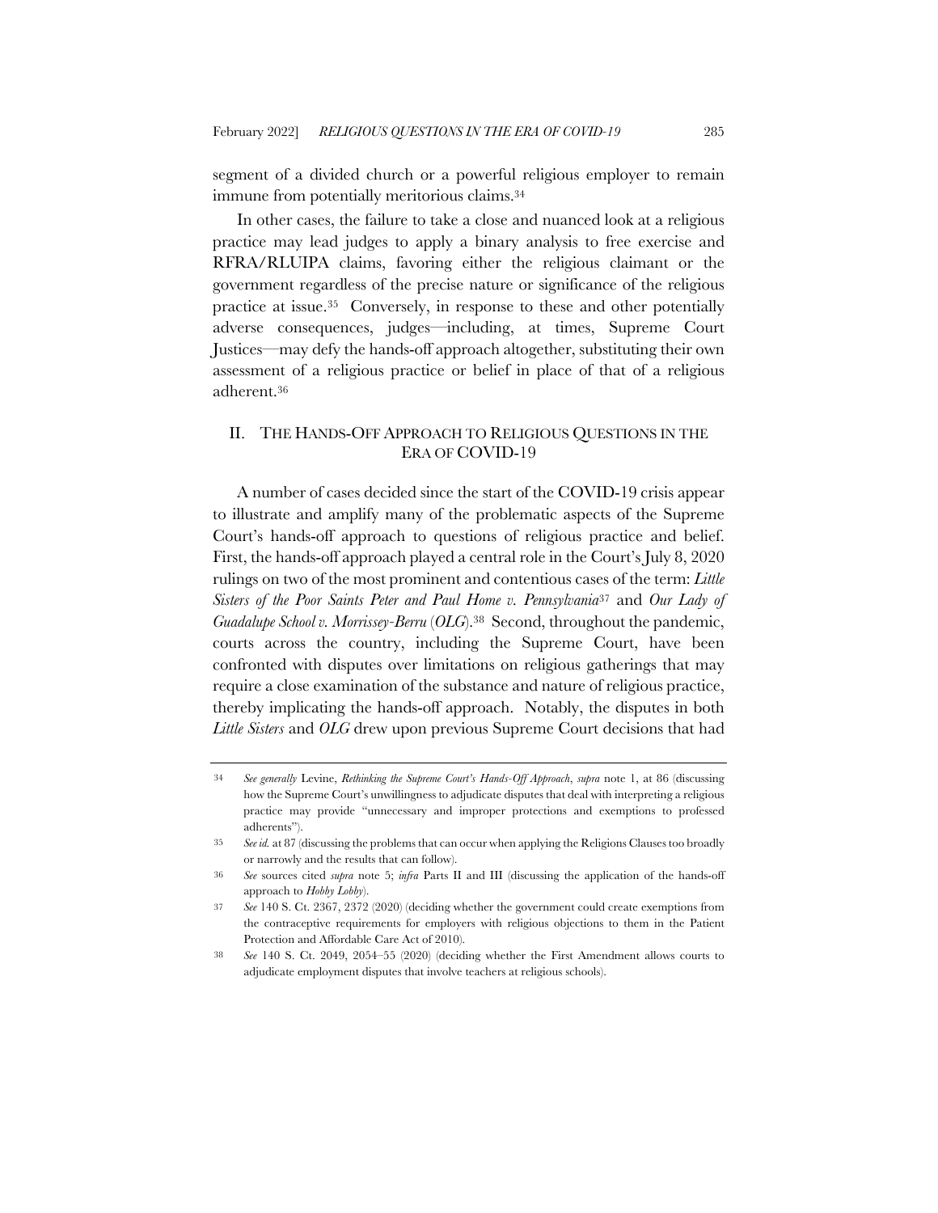segment of a divided church or a powerful religious employer to remain immune from potentially meritorious claims.[34]

In other cases, the failure to take a close and nuanced look at a religious practice may lead judges to apply a binary analysis to free exercise and RFRA/RLUIPA claims, favoring either the religious claimant or the government regardless of the precise nature or significance of the religious practice at issue.[35] Conversely, in response to these and other potentially adverse consequences, judges—including, at times, Supreme Court Justices—may defy the hands-off approach altogether, substituting their own assessment of a religious practice or belief in place of that of a religious adherent.[36]

## II. THE HANDS-OFF APPROACH TO RELIGIOUS QUESTIONS IN THE ERA OF COVID-19

A number of cases decided since the start of the COVID-19 crisis appear to illustrate and amplify many of the problematic aspects of the Supreme Court's hands-off approach to questions of religious practice and belief. First, the hands-off approach played a central role in the Court's July 8, 2020 rulings on two of the most prominent and contentious cases of the term: *Little Sisters of the Poor Saints Peter and Paul Home v. Pennsylvania*[37] and *Our Lady of Guadalupe School v. Morrissey-Berru* (*OLG*).[38] Second, throughout the pandemic, courts across the country, including the Supreme Court, have been confronted with disputes over limitations on religious gatherings that may require a close examination of the substance and nature of religious practice, thereby implicating the hands-off approach. Notably, the disputes in both *Little Sisters* and *OLG* drew upon previous Supreme Court decisions that had

---

34 *See generally* Levine, *Rethinking the Supreme Court's Hands-Off Approach*, *supra* note 1, at 86 (discussing how the Supreme Court's unwillingness to adjudicate disputes that deal with interpreting a religious practice may provide "unnecessary and improper protections and exemptions to professed adherents").

35 *See id.* at 87 (discussing the problems that can occur when applying the Religions Clauses too broadly or narrowly and the results that can follow).

36 *See* sources cited *supra* note 5; *infra* Parts II and III (discussing the application of the hands-off approach to *Hobby Lobby*).

37 *See* 140 S. Ct. 2367, 2372 (2020) (deciding whether the government could create exemptions from the contraceptive requirements for employers with religious objections to them in the Patient Protection and Affordable Care Act of 2010).

38 *See* 140 S. Ct. 2049, 2054–55 (2020) (deciding whether the First Amendment allows courts to adjudicate employment disputes that involve teachers at religious schools).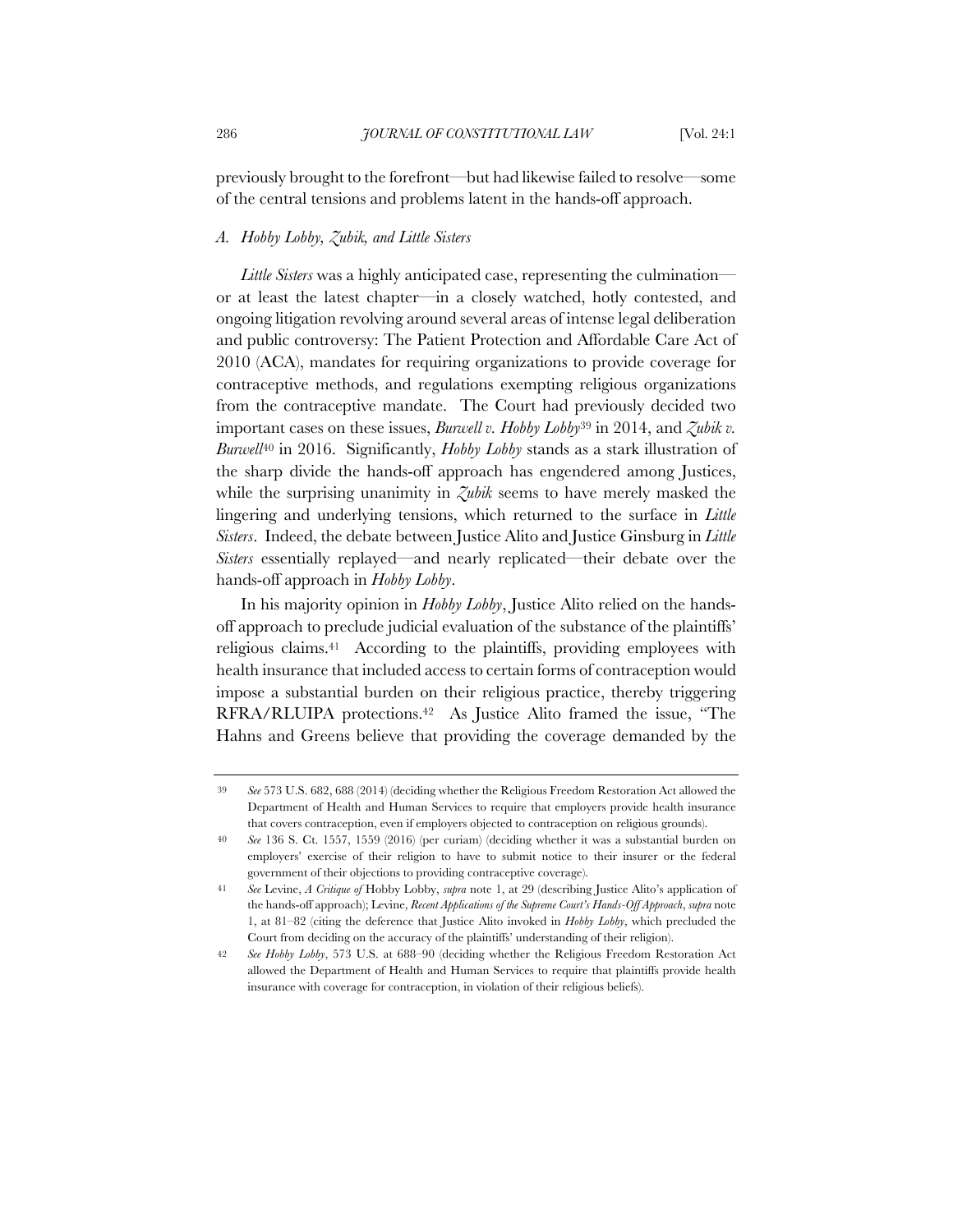previously brought to the forefront—but had likewise failed to resolve—some of the central tensions and problems latent in the hands-off approach.

### *A. Hobby Lobby, Zubik, and Little Sisters*

*Little Sisters* was a highly anticipated case, representing the culmination—or at least the latest chapter—in a closely watched, hotly contested, and ongoing litigation revolving around several areas of intense legal deliberation and public controversy: The Patient Protection and Affordable Care Act of 2010 (ACA), mandates for requiring organizations to provide coverage for contraceptive methods, and regulations exempting religious organizations from the contraceptive mandate. The Court had previously decided two important cases on these issues, *Burwell v. Hobby Lobby*[39] in 2014, and *Zubik v. Burwell*[40] in 2016. Significantly, *Hobby Lobby* stands as a stark illustration of the sharp divide the hands-off approach has engendered among Justices, while the surprising unanimity in *Zubik* seems to have merely masked the lingering and underlying tensions, which returned to the surface in *Little Sisters*. Indeed, the debate between Justice Alito and Justice Ginsburg in *Little Sisters* essentially replayed—and nearly replicated—their debate over the hands-off approach in *Hobby Lobby*.

In his majority opinion in *Hobby Lobby*, Justice Alito relied on the hands-off approach to preclude judicial evaluation of the substance of the plaintiffs' religious claims.[41] According to the plaintiffs, providing employees with health insurance that included access to certain forms of contraception would impose a substantial burden on their religious practice, thereby triggering RFRA/RLUIPA protections.[42] As Justice Alito framed the issue, "The Hahns and Greens believe that providing the coverage demanded by the

---

39 *See* 573 U.S. 682, 688 (2014) (deciding whether the Religious Freedom Restoration Act allowed the Department of Health and Human Services to require that employers provide health insurance that covers contraception, even if employers objected to contraception on religious grounds).

40 *See* 136 S. Ct. 1557, 1559 (2016) (per curiam) (deciding whether it was a substantial burden on employers' exercise of their religion to have to submit notice to their insurer or the federal government of their objections to providing contraceptive coverage).

41 *See* Levine, *A Critique of* Hobby Lobby, *supra* note 1, at 29 (describing Justice Alito's application of the hands-off approach); Levine, *Recent Applications of the Supreme Court's Hands-Off Approach*, *supra* note 1, at 81–82 (citing the deference that Justice Alito invoked in *Hobby Lobby*, which precluded the Court from deciding on the accuracy of the plaintiffs' understanding of their religion).

42 *See Hobby Lobby*, 573 U.S. at 688–90 (deciding whether the Religious Freedom Restoration Act allowed the Department of Health and Human Services to require that plaintiffs provide health insurance with coverage for contraception, in violation of their religious beliefs).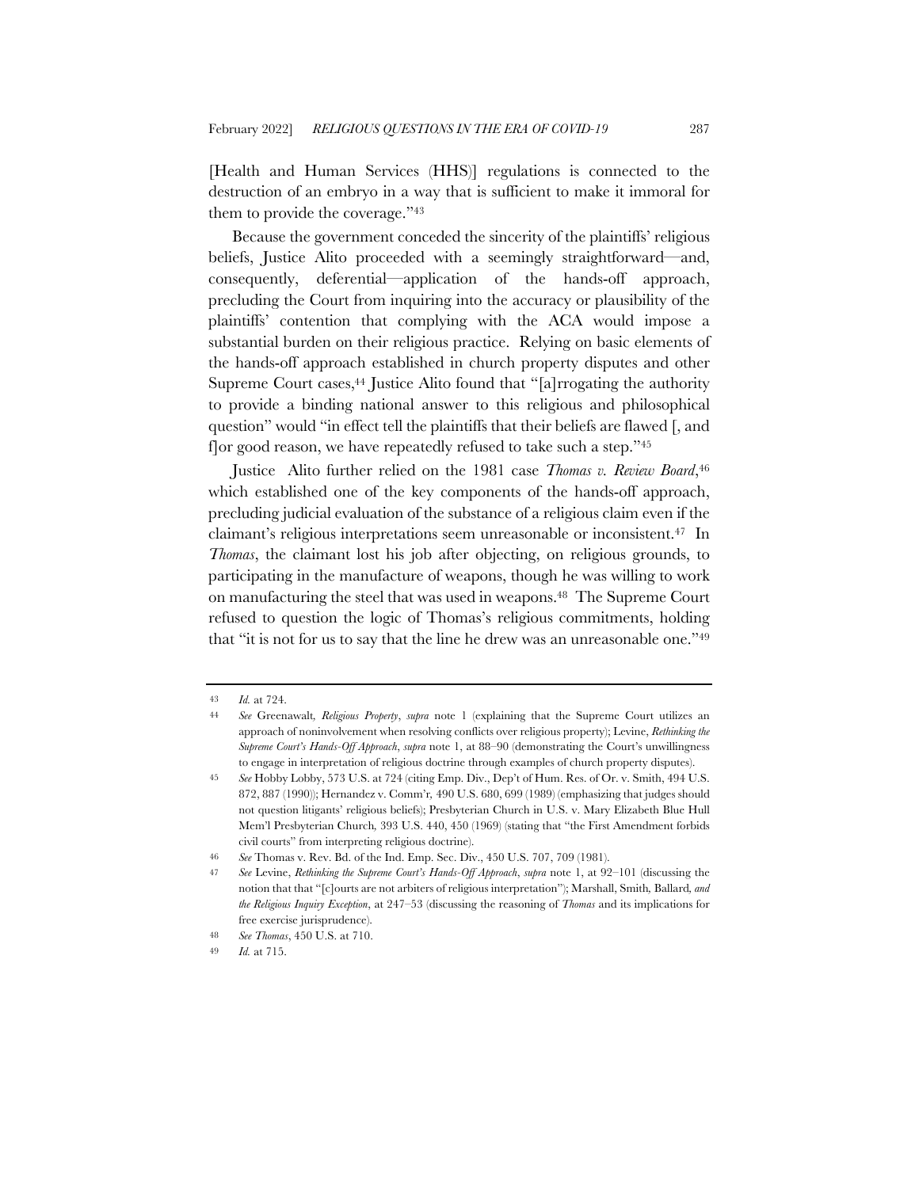[Health and Human Services (HHS)] regulations is connected to the destruction of an embryo in a way that is sufficient to make it immoral for them to provide the coverage."[43]

Because the government conceded the sincerity of the plaintiffs' religious beliefs, Justice Alito proceeded with a seemingly straightforward—and, consequently, deferential—application of the hands-off approach, precluding the Court from inquiring into the accuracy or plausibility of the plaintiffs' contention that complying with the ACA would impose a substantial burden on their religious practice. Relying on basic elements of the hands-off approach established in church property disputes and other Supreme Court cases,[44] Justice Alito found that "[a]rrogating the authority to provide a binding national answer to this religious and philosophical question" would "in effect tell the plaintiffs that their beliefs are flawed [, and f]or good reason, we have repeatedly refused to take such a step."[45]

Justice Alito further relied on the 1981 case *Thomas v. Review Board*,[46] which established one of the key components of the hands-off approach, precluding judicial evaluation of the substance of a religious claim even if the claimant's religious interpretations seem unreasonable or inconsistent.[47] In *Thomas*, the claimant lost his job after objecting, on religious grounds, to participating in the manufacture of weapons, though he was willing to work on manufacturing the steel that was used in weapons.[48] The Supreme Court refused to question the logic of Thomas's religious commitments, holding that "it is not for us to say that the line he drew was an unreasonable one."[49]

---

43 *Id.* at 724.

44 *See* Greenawalt, *Religious Property*, *supra* note 1 (explaining that the Supreme Court utilizes an approach of noninvolvement when resolving conflicts over religious property); Levine, *Rethinking the Supreme Court's Hands-Off Approach*, *supra* note 1, at 88–90 (demonstrating the Court's unwillingness to engage in interpretation of religious doctrine through examples of church property disputes).

45 *See* Hobby Lobby, 573 U.S. at 724 (citing Emp. Div., Dep't of Hum. Res. of Or. v. Smith, 494 U.S. 872, 887 (1990)); Hernandez v. Comm'r, 490 U.S. 680, 699 (1989) (emphasizing that judges should not question litigants' religious beliefs); Presbyterian Church in U.S. v. Mary Elizabeth Blue Hull Mem'l Presbyterian Church, 393 U.S. 440, 450 (1969) (stating that "the First Amendment forbids civil courts" from interpreting religious doctrine).

46 *See* Thomas v. Rev. Bd. of the Ind. Emp. Sec. Div., 450 U.S. 707, 709 (1981).

47 *See* Levine, *Rethinking the Supreme Court's Hands-Off Approach*, *supra* note 1, at 92–101 (discussing the notion that that "[c]ourts are not arbiters of religious interpretation"); Marshall, Smith, Ballard, *and the Religious Inquiry Exception*, at 247–53 (discussing the reasoning of *Thomas* and its implications for free exercise jurisprudence).

48 *See Thomas*, 450 U.S. at 710.

49 *Id.* at 715.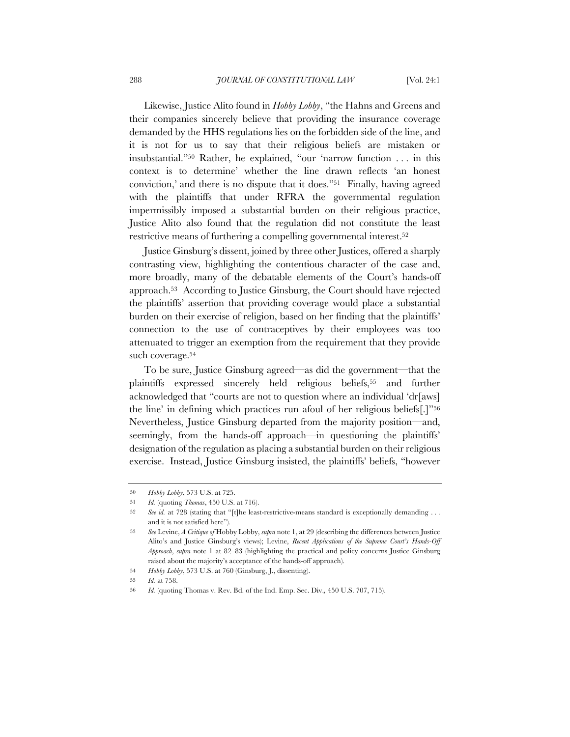Likewise, Justice Alito found in *Hobby Lobby*, "the Hahns and Greens and their companies sincerely believe that providing the insurance coverage demanded by the HHS regulations lies on the forbidden side of the line, and it is not for us to say that their religious beliefs are mistaken or insubstantial."[50] Rather, he explained, "our 'narrow function . . . in this context is to determine' whether the line drawn reflects 'an honest conviction,' and there is no dispute that it does."[51] Finally, having agreed with the plaintiffs that under RFRA the governmental regulation impermissibly imposed a substantial burden on their religious practice, Justice Alito also found that the regulation did not constitute the least restrictive means of furthering a compelling governmental interest.[52]

Justice Ginsburg's dissent, joined by three other Justices, offered a sharply contrasting view, highlighting the contentious character of the case and, more broadly, many of the debatable elements of the Court's hands-off approach.[53] According to Justice Ginsburg, the Court should have rejected the plaintiffs' assertion that providing coverage would place a substantial burden on their exercise of religion, based on her finding that the plaintiffs' connection to the use of contraceptives by their employees was too attenuated to trigger an exemption from the requirement that they provide such coverage.[54]

To be sure, Justice Ginsburg agreed—as did the government—that the plaintiffs expressed sincerely held religious beliefs,[55] and further acknowledged that "courts are not to question where an individual 'dr[aws] the line' in defining which practices run afoul of her religious beliefs[.]"[56] Nevertheless, Justice Ginsburg departed from the majority position—and, seemingly, from the hands-off approach—in questioning the plaintiffs' designation of the regulation as placing a substantial burden on their religious exercise. Instead, Justice Ginsburg insisted, the plaintiffs' beliefs, "however

---

50 *Hobby Lobby*, 573 U.S. at 725.

51 *Id.* (quoting *Thomas*, 450 U.S. at 716).

52 *See id.* at 728 (stating that "[t]he least-restrictive-means standard is exceptionally demanding . . . and it is not satisfied here").

53 *See* Levine, *A Critique of* Hobby Lobby, *supra* note 1, at 29 (describing the differences between Justice Alito's and Justice Ginsburg's views); Levine, *Recent Applications of the Supreme Court's Hands-Off Approach*, *supra* note 1 at 82–83 (highlighting the practical and policy concerns Justice Ginsburg raised about the majority's acceptance of the hands-off approach).

54 *Hobby Lobby*, 573 U.S. at 760 (Ginsburg, J., dissenting).

55 *Id.* at 758.

56 *Id.* (quoting Thomas v. Rev. Bd. of the Ind. Emp. Sec. Div.*,* 450 U.S. 707, 715).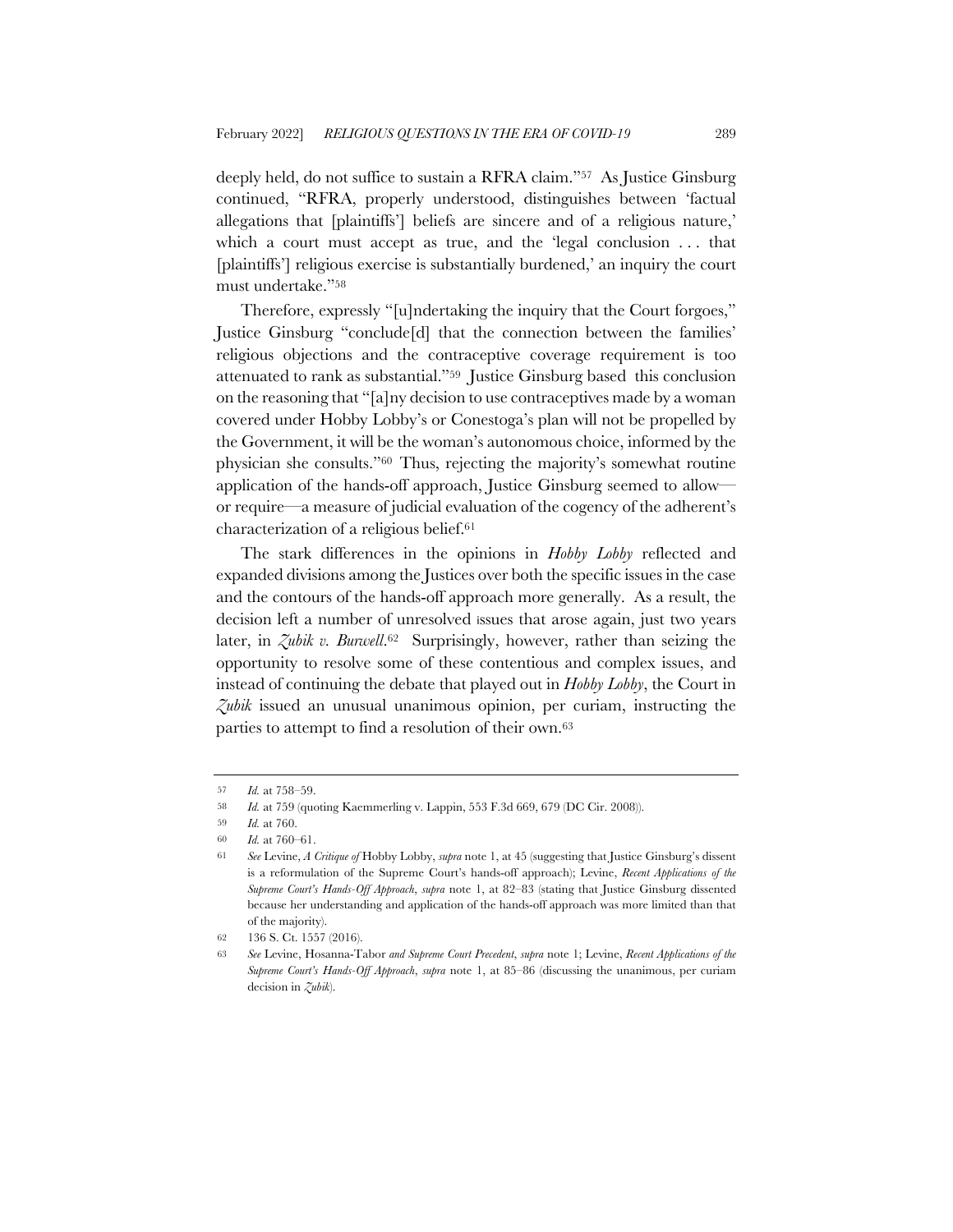deeply held, do not suffice to sustain a RFRA claim."[57] As Justice Ginsburg continued, "RFRA, properly understood, distinguishes between 'factual allegations that [plaintiffs'] beliefs are sincere and of a religious nature,' which a court must accept as true, and the 'legal conclusion . . . that [plaintiffs'] religious exercise is substantially burdened,' an inquiry the court must undertake."[58]

Therefore, expressly "[u]ndertaking the inquiry that the Court forgoes," Justice Ginsburg "conclude[d] that the connection between the families' religious objections and the contraceptive coverage requirement is too attenuated to rank as substantial."[59] Justice Ginsburg based this conclusion on the reasoning that "[a]ny decision to use contraceptives made by a woman covered under Hobby Lobby's or Conestoga's plan will not be propelled by the Government, it will be the woman's autonomous choice, informed by the physician she consults."[60] Thus, rejecting the majority's somewhat routine application of the hands-off approach, Justice Ginsburg seemed to allow—or require—a measure of judicial evaluation of the cogency of the adherent's characterization of a religious belief.[61]

The stark differences in the opinions in *Hobby Lobby* reflected and expanded divisions among the Justices over both the specific issues in the case and the contours of the hands-off approach more generally. As a result, the decision left a number of unresolved issues that arose again, just two years later, in *Zubik v. Burwell*.[62] Surprisingly, however, rather than seizing the opportunity to resolve some of these contentious and complex issues, and instead of continuing the debate that played out in *Hobby Lobby*, the Court in *Zubik* issued an unusual unanimous opinion, per curiam, instructing the parties to attempt to find a resolution of their own.[63]

---

57 *Id.* at 758–59.

58 *Id.* at 759 (quoting Kaemmerling v. Lappin, 553 F.3d 669, 679 (DC Cir. 2008)).

59 *Id.* at 760.

60 *Id.* at 760–61.

61 *See* Levine, *A Critique of* Hobby Lobby, *supra* note 1, at 45 (suggesting that Justice Ginsburg's dissent is a reformulation of the Supreme Court's hands-off approach); Levine, *Recent Applications of the Supreme Court's Hands-Off Approach*, *supra* note 1, at 82–83 (stating that Justice Ginsburg dissented because her understanding and application of the hands-off approach was more limited than that of the majority).

62 136 S. Ct. 1557 (2016).

63 *See* Levine, Hosanna-Tabor *and Supreme Court Precedent*, *supra* note 1; Levine, *Recent Applications of the Supreme Court's Hands-Off Approach*, *supra* note 1, at 85–86 (discussing the unanimous, per curiam decision in *Zubik*).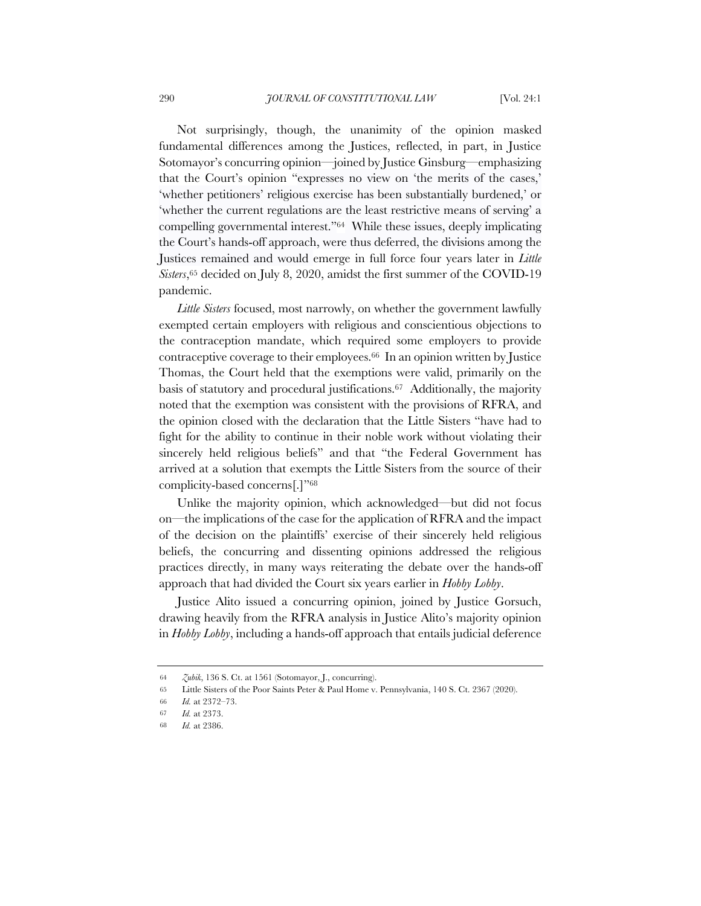Not surprisingly, though, the unanimity of the opinion masked fundamental differences among the Justices, reflected, in part, in Justice Sotomayor's concurring opinion—joined by Justice Ginsburg—emphasizing that the Court's opinion "expresses no view on 'the merits of the cases,' 'whether petitioners' religious exercise has been substantially burdened,' or 'whether the current regulations are the least restrictive means of serving' a compelling governmental interest."[64] While these issues, deeply implicating the Court's hands-off approach, were thus deferred, the divisions among the Justices remained and would emerge in full force four years later in *Little Sisters*,[65] decided on July 8, 2020, amidst the first summer of the COVID-19 pandemic.

*Little Sisters* focused, most narrowly, on whether the government lawfully exempted certain employers with religious and conscientious objections to the contraception mandate, which required some employers to provide contraceptive coverage to their employees.[66] In an opinion written by Justice Thomas, the Court held that the exemptions were valid, primarily on the basis of statutory and procedural justifications.[67] Additionally, the majority noted that the exemption was consistent with the provisions of RFRA, and the opinion closed with the declaration that the Little Sisters "have had to fight for the ability to continue in their noble work without violating their sincerely held religious beliefs" and that "the Federal Government has arrived at a solution that exempts the Little Sisters from the source of their complicity-based concerns[.]"[68]

Unlike the majority opinion, which acknowledged—but did not focus on—the implications of the case for the application of RFRA and the impact of the decision on the plaintiffs' exercise of their sincerely held religious beliefs, the concurring and dissenting opinions addressed the religious practices directly, in many ways reiterating the debate over the hands-off approach that had divided the Court six years earlier in *Hobby Lobby*.

Justice Alito issued a concurring opinion, joined by Justice Gorsuch, drawing heavily from the RFRA analysis in Justice Alito's majority opinion in *Hobby Lobby*, including a hands-off approach that entails judicial deference

---

64 *Zubik*, 136 S. Ct. at 1561 (Sotomayor, J., concurring).

65 Little Sisters of the Poor Saints Peter & Paul Home v. Pennsylvania, 140 S. Ct. 2367 (2020).

66 *Id.* at 2372–73.

67 *Id.* at 2373.

68 *Id.* at 2386.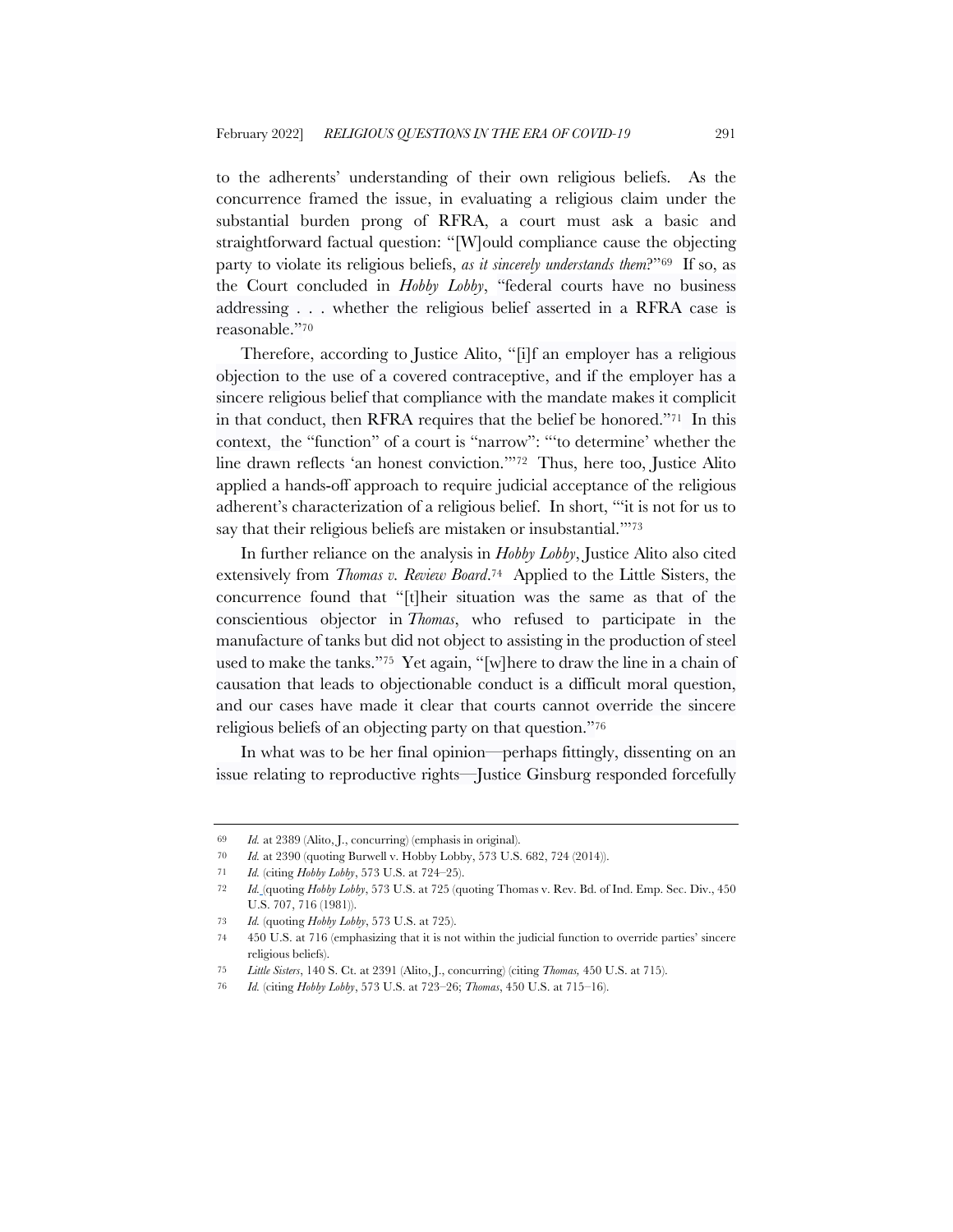to the adherents' understanding of their own religious beliefs. As the concurrence framed the issue, in evaluating a religious claim under the substantial burden prong of RFRA, a court must ask a basic and straightforward factual question: "[W]ould compliance cause the objecting party to violate its religious beliefs, *as it sincerely understands them*?"[69] If so, as the Court concluded in *Hobby Lobby*, "federal courts have no business addressing . . . whether the religious belief asserted in a RFRA case is reasonable."[70]

Therefore, according to Justice Alito, "[i]f an employer has a religious objection to the use of a covered contraceptive, and if the employer has a sincere religious belief that compliance with the mandate makes it complicit in that conduct, then RFRA requires that the belief be honored."[71] In this context, the "function" of a court is "narrow": "'to determine' whether the line drawn reflects 'an honest conviction.'"[72] Thus, here too, Justice Alito applied a hands-off approach to require judicial acceptance of the religious adherent's characterization of a religious belief. In short, "'it is not for us to say that their religious beliefs are mistaken or insubstantial.'"[73]

In further reliance on the analysis in *Hobby Lobby*, Justice Alito also cited extensively from *Thomas v. Review Board*.[74] Applied to the Little Sisters, the concurrence found that "[t]heir situation was the same as that of the conscientious objector in *Thomas*, who refused to participate in the manufacture of tanks but did not object to assisting in the production of steel used to make the tanks."[75] Yet again, "[w]here to draw the line in a chain of causation that leads to objectionable conduct is a difficult moral question, and our cases have made it clear that courts cannot override the sincere religious beliefs of an objecting party on that question."[76]

In what was to be her final opinion—perhaps fittingly, dissenting on an issue relating to reproductive rights—Justice Ginsburg responded forcefully

---

69 *Id.* at 2389 (Alito, J., concurring) (emphasis in original).

70 *Id.* at 2390 (quoting Burwell v. Hobby Lobby, 573 U.S. 682, 724 (2014)).

71 *Id.* (citing *Hobby Lobby*, 573 U.S. at 724–25).

72 *Id.* (quoting *Hobby Lobby*, 573 U.S. at 725 (quoting Thomas v. Rev. Bd. of Ind. Emp. Sec. Div., 450 U.S. 707, 716 (1981)).

73 *Id.* (quoting *Hobby Lobby*, 573 U.S. at 725).

74 450 U.S. at 716 (emphasizing that it is not within the judicial function to override parties' sincere religious beliefs).

75 *Little Sisters*, 140 S. Ct. at 2391 (Alito, J., concurring) (citing *Thomas,* 450 U.S. at 715).

76 *Id.* (citing *Hobby Lobby*, 573 U.S. at 723–26; *Thomas*, 450 U.S. at 715–16).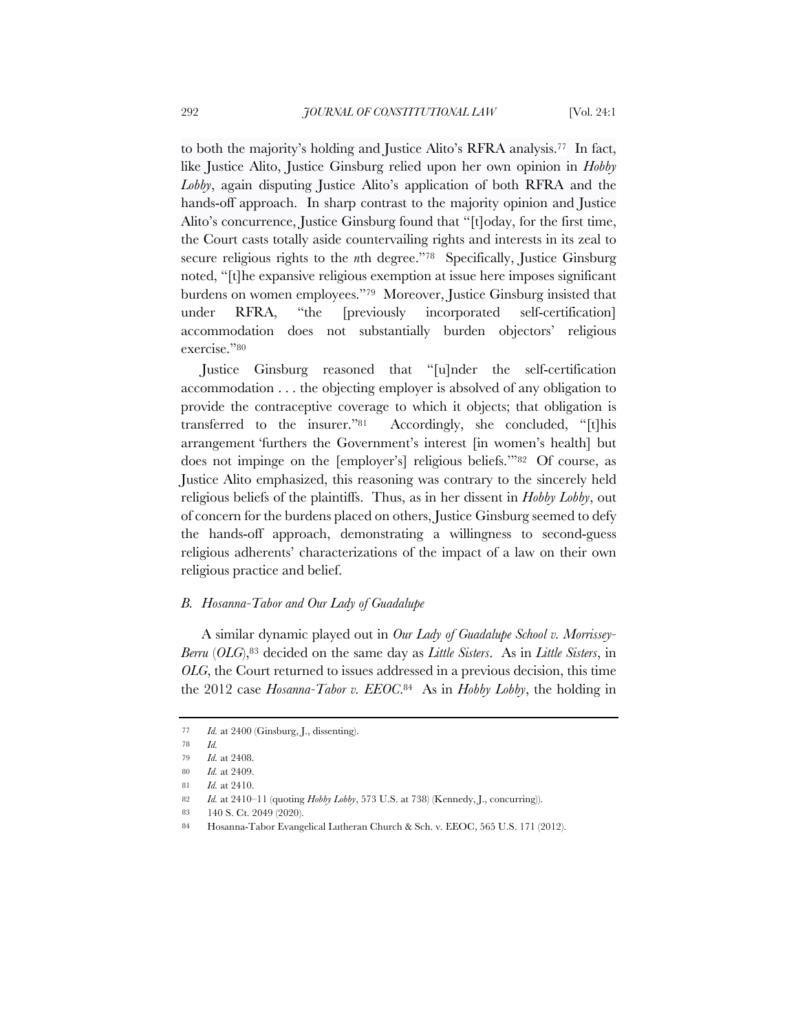to both the majority's holding and Justice Alito's RFRA analysis.[77] In fact, like Justice Alito, Justice Ginsburg relied upon her own opinion in *Hobby Lobby*, again disputing Justice Alito's application of both RFRA and the hands-off approach. In sharp contrast to the majority opinion and Justice Alito's concurrence, Justice Ginsburg found that "[t]oday, for the first time, the Court casts totally aside countervailing rights and interests in its zeal to secure religious rights to the *n*th degree."[78] Specifically, Justice Ginsburg noted, "[t]he expansive religious exemption at issue here imposes significant burdens on women employees."[79] Moreover, Justice Ginsburg insisted that under RFRA, "the [previously incorporated self-certification] accommodation does not substantially burden objectors' religious exercise."[80]

Justice Ginsburg reasoned that "[u]nder the self-certification accommodation . . . the objecting employer is absolved of any obligation to provide the contraceptive coverage to which it objects; that obligation is transferred to the insurer."[81] Accordingly, she concluded, "[t]his arrangement 'furthers the Government's interest [in women's health] but does not impinge on the [employer's] religious beliefs.'"[82] Of course, as Justice Alito emphasized, this reasoning was contrary to the sincerely held religious beliefs of the plaintiffs. Thus, as in her dissent in *Hobby Lobby*, out of concern for the burdens placed on others, Justice Ginsburg seemed to defy the hands-off approach, demonstrating a willingness to second-guess religious adherents' characterizations of the impact of a law on their own religious practice and belief.

### *B. Hosanna-Tabor and Our Lady of Guadalupe*

A similar dynamic played out in *Our Lady of Guadalupe School v. Morrissey-Berru* (*OLG*),[83] decided on the same day as *Little Sisters*. As in *Little Sisters*, in *OLG*, the Court returned to issues addressed in a previous decision, this time the 2012 case *Hosanna-Tabor v. EEOC*.[84] As in *Hobby Lobby*, the holding in

---

77 *Id.* at 2400 (Ginsburg, J., dissenting).

78 *Id.*

79 *Id.* at 2408.

80 *Id.* at 2409.

81 *Id.* at 2410.

82 *Id.* at 2410–11 (quoting *Hobby Lobby*, 573 U.S. at 738) (Kennedy, J., concurring)).

83 140 S. Ct. 2049 (2020).

84 Hosanna-Tabor Evangelical Lutheran Church & Sch. v. EEOC, 565 U.S. 171 (2012).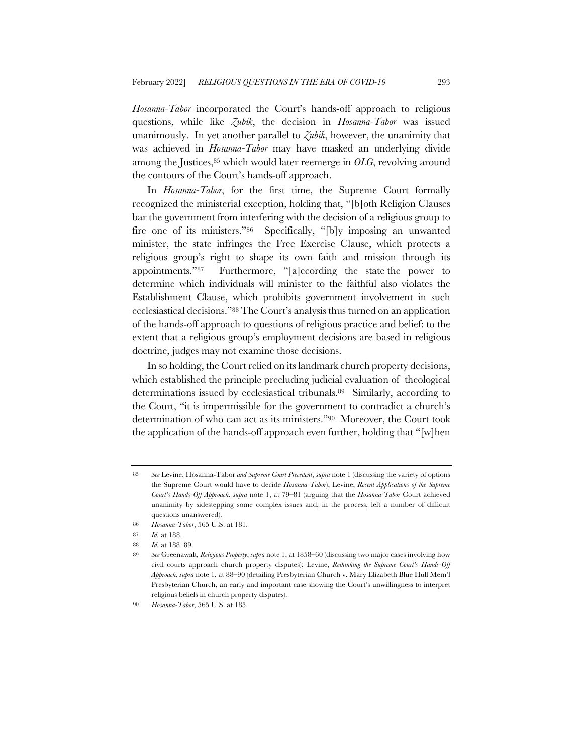*Hosanna-Tabor* incorporated the Court's hands-off approach to religious questions, while like *Zubik*, the decision in *Hosanna-Tabor* was issued unanimously. In yet another parallel to *Zubik*, however, the unanimity that was achieved in *Hosanna-Tabor* may have masked an underlying divide among the Justices,[85] which would later reemerge in *OLG*, revolving around the contours of the Court's hands-off approach.

In *Hosanna-Tabor*, for the first time, the Supreme Court formally recognized the ministerial exception, holding that, "[b]oth Religion Clauses bar the government from interfering with the decision of a religious group to fire one of its ministers."[86] Specifically, "[b]y imposing an unwanted minister, the state infringes the Free Exercise Clause, which protects a religious group's right to shape its own faith and mission through its appointments."[87] Furthermore, "[a]ccording the state the power to determine which individuals will minister to the faithful also violates the Establishment Clause, which prohibits government involvement in such ecclesiastical decisions."[88] The Court's analysis thus turned on an application of the hands-off approach to questions of religious practice and belief: to the extent that a religious group's employment decisions are based in religious doctrine, judges may not examine those decisions.

In so holding, the Court relied on its landmark church property decisions, which established the principle precluding judicial evaluation of theological determinations issued by ecclesiastical tribunals.[89] Similarly, according to the Court, "it is impermissible for the government to contradict a church's determination of who can act as its ministers."[90] Moreover, the Court took the application of the hands-off approach even further, holding that "[w]hen

---

85 *See* Levine, Hosanna-Tabor *and Supreme Court Precedent*, *supra* note 1 (discussing the variety of options the Supreme Court would have to decide *Hosanna-Tabor*); Levine, *Recent Applications of the Supreme Court's Hands-Off Approach*, *supra* note 1, at 79–81 (arguing that the *Hosanna-Tabor* Court achieved unanimity by sidestepping some complex issues and, in the process, left a number of difficult questions unanswered).

86 *Hosanna-Tabor*, 565 U.S. at 181.

87 *Id.* at 188.

88 *Id.* at 188–89.

89 *See* Greenawalt, *Religious Property*, *supra* note 1, at 1858–60 (discussing two major cases involving how civil courts approach church property disputes); Levine, *Rethinking the Supreme Court's Hands-Off Approach*, *supra* note 1, at 88–90 (detailing Presbyterian Church v. Mary Elizabeth Blue Hull Mem'l Presbyterian Church, an early and important case showing the Court's unwillingness to interpret religious beliefs in church property disputes).

90 *Hosanna-Tabor*, 565 U.S. at 185.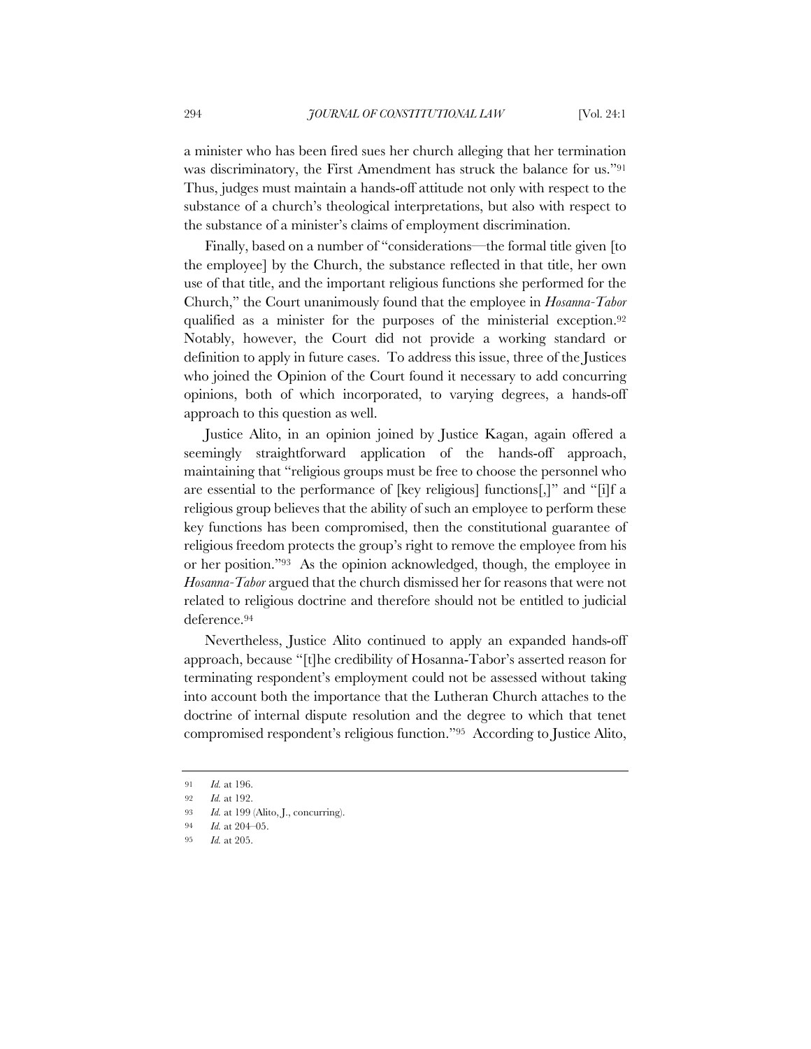a minister who has been fired sues her church alleging that her termination was discriminatory, the First Amendment has struck the balance for us."[91] Thus, judges must maintain a hands-off attitude not only with respect to the substance of a church's theological interpretations, but also with respect to the substance of a minister's claims of employment discrimination.

Finally, based on a number of "considerations—the formal title given [to the employee] by the Church, the substance reflected in that title, her own use of that title, and the important religious functions she performed for the Church," the Court unanimously found that the employee in *Hosanna-Tabor* qualified as a minister for the purposes of the ministerial exception.[92] Notably, however, the Court did not provide a working standard or definition to apply in future cases. To address this issue, three of the Justices who joined the Opinion of the Court found it necessary to add concurring opinions, both of which incorporated, to varying degrees, a hands-off approach to this question as well.

Justice Alito, in an opinion joined by Justice Kagan, again offered a seemingly straightforward application of the hands-off approach, maintaining that "religious groups must be free to choose the personnel who are essential to the performance of [key religious] functions[,]" and "[i]f a religious group believes that the ability of such an employee to perform these key functions has been compromised, then the constitutional guarantee of religious freedom protects the group's right to remove the employee from his or her position."[93] As the opinion acknowledged, though, the employee in *Hosanna-Tabor* argued that the church dismissed her for reasons that were not related to religious doctrine and therefore should not be entitled to judicial deference.[94]

Nevertheless, Justice Alito continued to apply an expanded hands-off approach, because "[t]he credibility of Hosanna-Tabor's asserted reason for terminating respondent's employment could not be assessed without taking into account both the importance that the Lutheran Church attaches to the doctrine of internal dispute resolution and the degree to which that tenet compromised respondent's religious function."[95] According to Justice Alito,

---

91 *Id.* at 196.

92 *Id.* at 192.

93 *Id.* at 199 (Alito, J., concurring).

94 *Id.* at 204–05.

95 *Id.* at 205.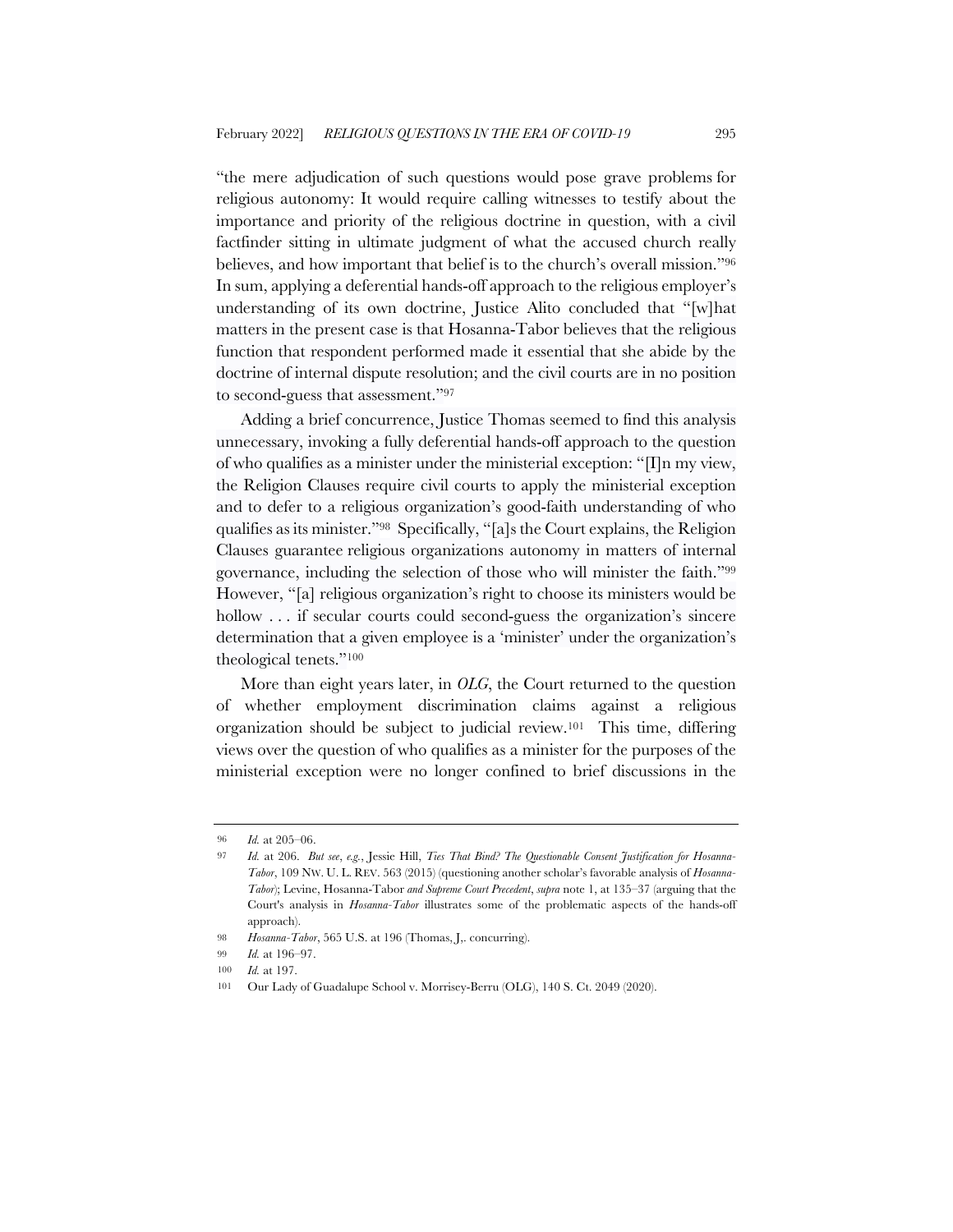"the mere adjudication of such questions would pose grave problems for religious autonomy: It would require calling witnesses to testify about the importance and priority of the religious doctrine in question, with a civil factfinder sitting in ultimate judgment of what the accused church really believes, and how important that belief is to the church's overall mission."[96] In sum, applying a deferential hands-off approach to the religious employer's understanding of its own doctrine, Justice Alito concluded that "[w]hat matters in the present case is that Hosanna-Tabor believes that the religious function that respondent performed made it essential that she abide by the doctrine of internal dispute resolution; and the civil courts are in no position to second-guess that assessment."[97]

Adding a brief concurrence, Justice Thomas seemed to find this analysis unnecessary, invoking a fully deferential hands-off approach to the question of who qualifies as a minister under the ministerial exception: "[I]n my view, the Religion Clauses require civil courts to apply the ministerial exception and to defer to a religious organization's good-faith understanding of who qualifies as its minister."[98] Specifically, "[a]s the Court explains, the Religion Clauses guarantee religious organizations autonomy in matters of internal governance, including the selection of those who will minister the faith."[99] However, "[a] religious organization's right to choose its ministers would be hollow . . . if secular courts could second-guess the organization's sincere determination that a given employee is a 'minister' under the organization's theological tenets."[100]

More than eight years later, in *OLG*, the Court returned to the question of whether employment discrimination claims against a religious organization should be subject to judicial review.[101] This time, differing views over the question of who qualifies as a minister for the purposes of the ministerial exception were no longer confined to brief discussions in the

---

96 *Id.* at 205–06.

97 *Id.* at 206. *But see*, *e.g.*, Jessie Hill, *Ties That Bind? The Questionable Consent Justification for Hosanna-Tabor*, 109 NW. U. L. REV. 563 (2015) (questioning another scholar's favorable analysis of *Hosanna-Tabor*); Levine, Hosanna-Tabor *and Supreme Court Precedent*, *supra* note 1, at 135–37 (arguing that the Court's analysis in *Hosanna-Tabor* illustrates some of the problematic aspects of the hands-off approach).

98 *Hosanna-Tabor*, 565 U.S. at 196 (Thomas, J,. concurring).

99 *Id.* at 196–97.

100 *Id.* at 197.

101 Our Lady of Guadalupe School v. Morrisey-Berru (OLG), 140 S. Ct. 2049 (2020).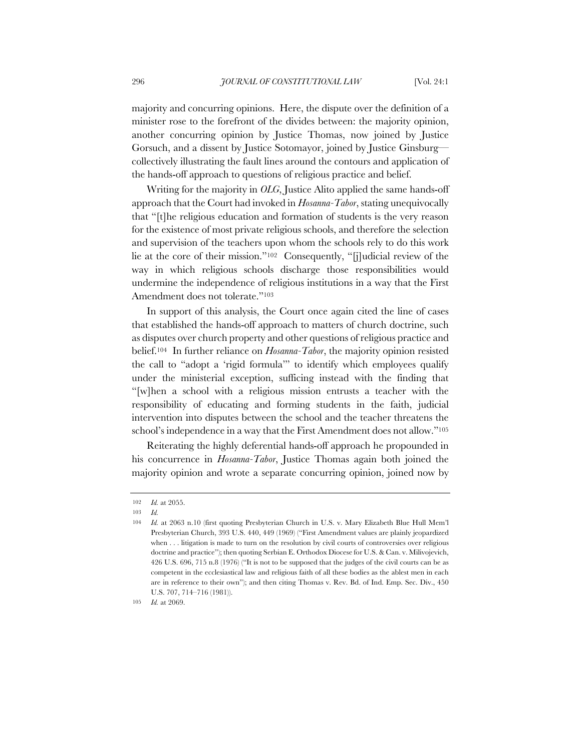majority and concurring opinions. Here, the dispute over the definition of a minister rose to the forefront of the divides between: the majority opinion, another concurring opinion by Justice Thomas, now joined by Justice Gorsuch, and a dissent by Justice Sotomayor, joined by Justice Ginsburg—collectively illustrating the fault lines around the contours and application of the hands-off approach to questions of religious practice and belief.

Writing for the majority in *OLG*, Justice Alito applied the same hands-off approach that the Court had invoked in *Hosanna-Tabor*, stating unequivocally that "[t]he religious education and formation of students is the very reason for the existence of most private religious schools, and therefore the selection and supervision of the teachers upon whom the schools rely to do this work lie at the core of their mission."[102] Consequently, "[j]udicial review of the way in which religious schools discharge those responsibilities would undermine the independence of religious institutions in a way that the First Amendment does not tolerate."[103]

In support of this analysis, the Court once again cited the line of cases that established the hands-off approach to matters of church doctrine, such as disputes over church property and other questions of religious practice and belief.[104] In further reliance on *Hosanna-Tabor*, the majority opinion resisted the call to "adopt a 'rigid formula'" to identify which employees qualify under the ministerial exception, sufficing instead with the finding that "[w]hen a school with a religious mission entrusts a teacher with the responsibility of educating and forming students in the faith, judicial intervention into disputes between the school and the teacher threatens the school's independence in a way that the First Amendment does not allow."[105]

Reiterating the highly deferential hands-off approach he propounded in his concurrence in *Hosanna-Tabor*, Justice Thomas again both joined the majority opinion and wrote a separate concurring opinion, joined now by

---

102 *Id.* at 2055.

103 *Id.*

104 *Id.* at 2063 n.10 (first quoting Presbyterian Church in U.S. v. Mary Elizabeth Blue Hull Mem'l Presbyterian Church, 393 U.S. 440, 449 (1969) ("First Amendment values are plainly jeopardized when . . . litigation is made to turn on the resolution by civil courts of controversies over religious doctrine and practice"); then quoting Serbian E. Orthodox Diocese for U.S. & Can. v. Milivojevich, 426 U.S. 696, 715 n.8 (1976) ("It is not to be supposed that the judges of the civil courts can be as competent in the ecclesiastical law and religious faith of all these bodies as the ablest men in each are in reference to their own"); and then citing Thomas v. Rev. Bd. of Ind. Emp. Sec. Div., 450 U.S. 707, 714–716 (1981)).

105 *Id.* at 2069.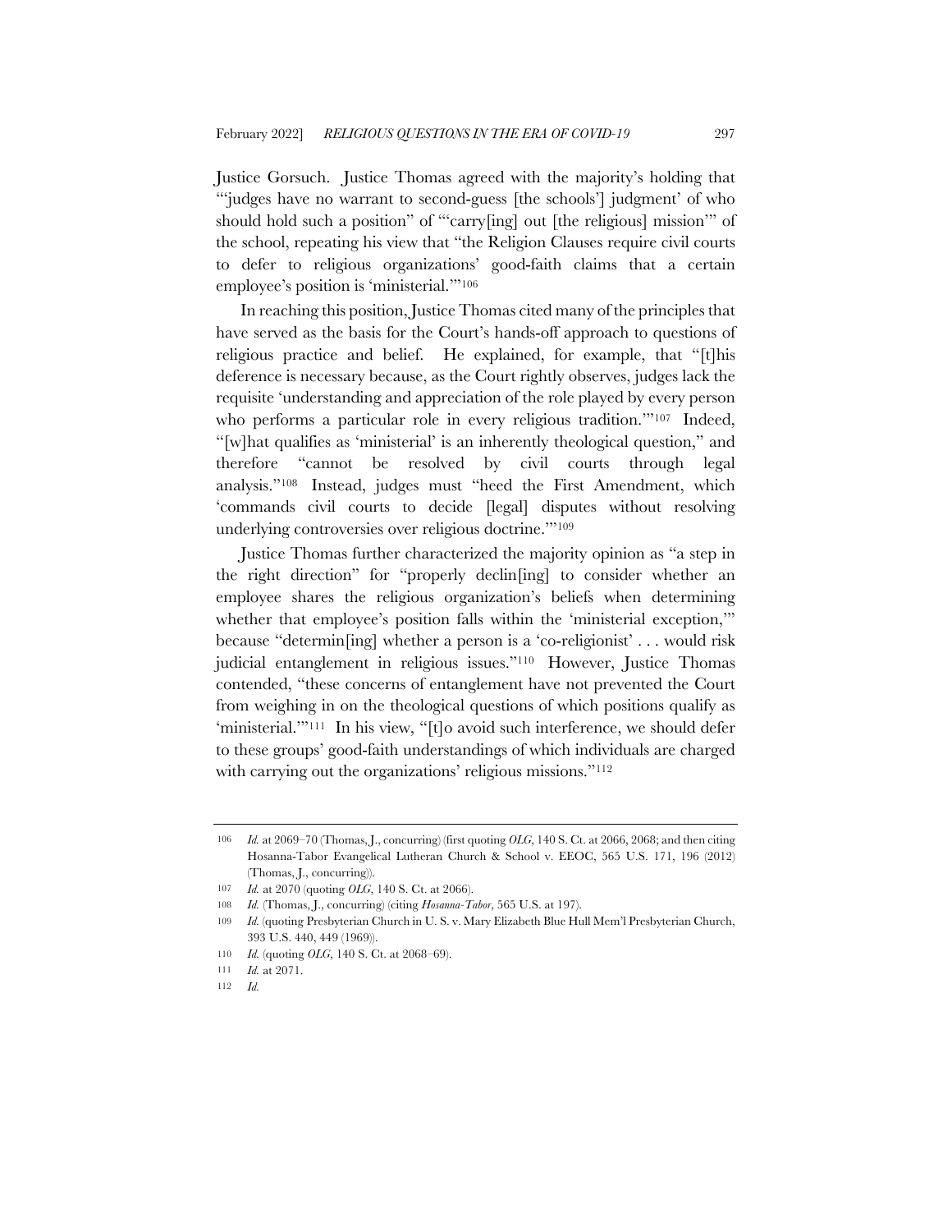Justice Gorsuch. Justice Thomas agreed with the majority's holding that "'judges have no warrant to second-guess [the schools'] judgment' of who should hold such a position" of "'carry[ing] out [the religious] mission'" of the school, repeating his view that "the Religion Clauses require civil courts to defer to religious organizations' good-faith claims that a certain employee's position is 'ministerial.'"[106]

In reaching this position, Justice Thomas cited many of the principles that have served as the basis for the Court's hands-off approach to questions of religious practice and belief. He explained, for example, that "[t]his deference is necessary because, as the Court rightly observes, judges lack the requisite 'understanding and appreciation of the role played by every person who performs a particular role in every religious tradition.'"[107] Indeed, "[w]hat qualifies as 'ministerial' is an inherently theological question," and therefore "cannot be resolved by civil courts through legal analysis."[108] Instead, judges must "heed the First Amendment, which 'commands civil courts to decide [legal] disputes without resolving underlying controversies over religious doctrine.'"[109]

Justice Thomas further characterized the majority opinion as "a step in the right direction" for "properly declin[ing] to consider whether an employee shares the religious organization's beliefs when determining whether that employee's position falls within the 'ministerial exception,'" because "determin[ing] whether a person is a 'co-religionist' . . . would risk judicial entanglement in religious issues."[110] However, Justice Thomas contended, "these concerns of entanglement have not prevented the Court from weighing in on the theological questions of which positions qualify as 'ministerial.'"[111] In his view, "[t]o avoid such interference, we should defer to these groups' good-faith understandings of which individuals are charged with carrying out the organizations' religious missions."[112]

---

106 *Id.* at 2069–70 (Thomas, J., concurring) (first quoting *OLG*, 140 S. Ct. at 2066, 2068; and then citing Hosanna-Tabor Evangelical Lutheran Church & School v. EEOC, 565 U.S. 171, 196 (2012) (Thomas, J., concurring)).

107 *Id.* at 2070 (quoting *OLG*, 140 S. Ct. at 2066).

108 *Id.* (Thomas, J., concurring) (citing *Hosanna-Tabor*, 565 U.S. at 197).

109 *Id.* (quoting Presbyterian Church in U. S. v. Mary Elizabeth Blue Hull Mem'l Presbyterian Church, 393 U.S. 440, 449 (1969)).

110 *Id.* (quoting *OLG*, 140 S. Ct. at 2068–69).

111 *Id.* at 2071.

112 *Id.*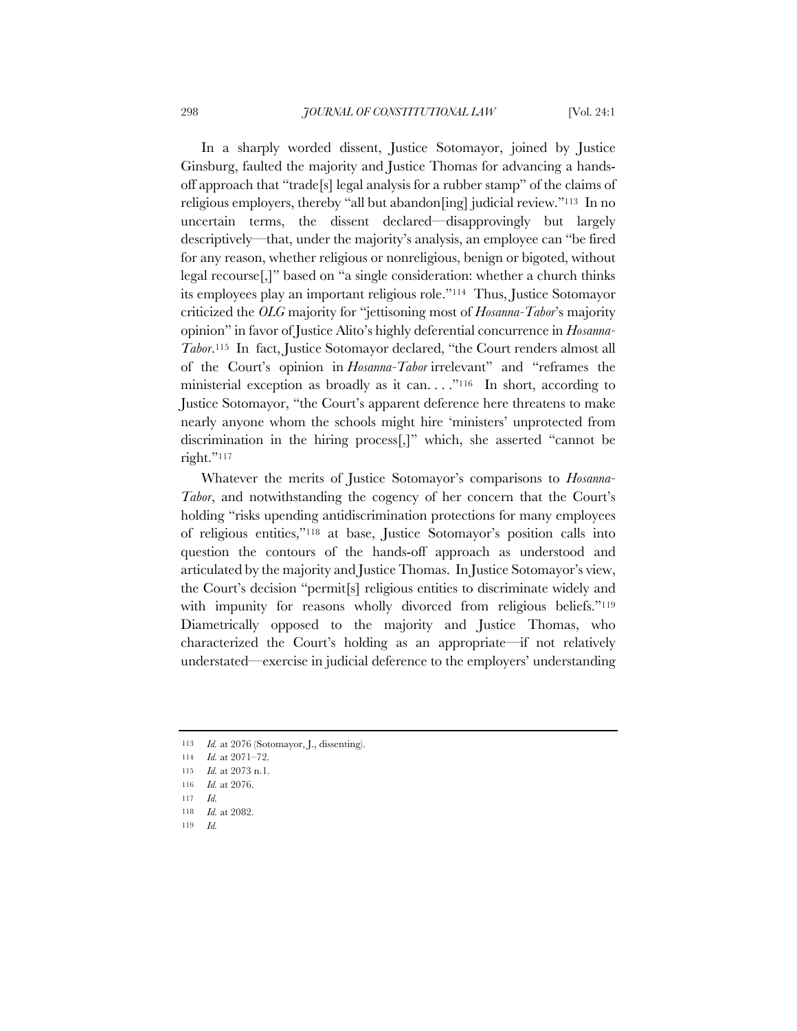In a sharply worded dissent, Justice Sotomayor, joined by Justice Ginsburg, faulted the majority and Justice Thomas for advancing a hands-off approach that "trade[s] legal analysis for a rubber stamp" of the claims of religious employers, thereby "all but abandon[ing] judicial review."[113] In no uncertain terms, the dissent declared—disapprovingly but largely descriptively—that, under the majority's analysis, an employee can "be fired for any reason, whether religious or nonreligious, benign or bigoted, without legal recourse[,]" based on "a single consideration: whether a church thinks its employees play an important religious role."[114] Thus, Justice Sotomayor criticized the *OLG* majority for "jettisoning most of *Hosanna-Tabor*'s majority opinion" in favor of Justice Alito's highly deferential concurrence in *Hosanna-Tabor*.[115] In fact, Justice Sotomayor declared, "the Court renders almost all of the Court's opinion in *Hosanna-Tabor* irrelevant" and "reframes the ministerial exception as broadly as it can. . . ."[116] In short, according to Justice Sotomayor, "the Court's apparent deference here threatens to make nearly anyone whom the schools might hire 'ministers' unprotected from discrimination in the hiring process[,]" which, she asserted "cannot be right."[117]

Whatever the merits of Justice Sotomayor's comparisons to *Hosanna-Tabor*, and notwithstanding the cogency of her concern that the Court's holding "risks upending antidiscrimination protections for many employees of religious entities,"[118] at base, Justice Sotomayor's position calls into question the contours of the hands-off approach as understood and articulated by the majority and Justice Thomas. In Justice Sotomayor's view, the Court's decision "permit[s] religious entities to discriminate widely and with impunity for reasons wholly divorced from religious beliefs."[119] Diametrically opposed to the majority and Justice Thomas, who characterized the Court's holding as an appropriate—if not relatively understated—exercise in judicial deference to the employers' understanding

---

113 *Id.* at 2076 (Sotomayor, J., dissenting).

114 *Id.* at 2071–72.

115 *Id.* at 2073 n.1.

116 *Id.* at 2076.

117 *Id.*

118 *Id.* at 2082.

119 *Id.*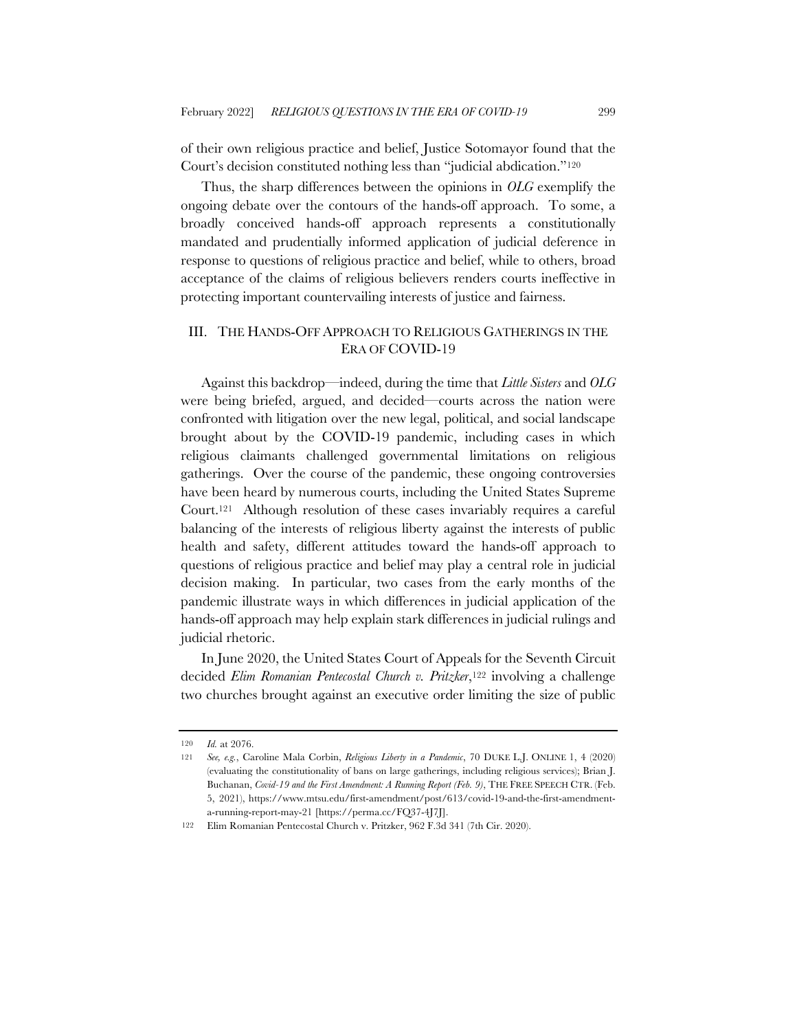of their own religious practice and belief, Justice Sotomayor found that the Court's decision constituted nothing less than "judicial abdication."[120]

Thus, the sharp differences between the opinions in *OLG* exemplify the ongoing debate over the contours of the hands-off approach. To some, a broadly conceived hands-off approach represents a constitutionally mandated and prudentially informed application of judicial deference in response to questions of religious practice and belief, while to others, broad acceptance of the claims of religious believers renders courts ineffective in protecting important countervailing interests of justice and fairness.

## III. THE HANDS-OFF APPROACH TO RELIGIOUS GATHERINGS IN THE ERA OF COVID-19

Against this backdrop—indeed, during the time that *Little Sisters* and *OLG* were being briefed, argued, and decided—courts across the nation were confronted with litigation over the new legal, political, and social landscape brought about by the COVID-19 pandemic, including cases in which religious claimants challenged governmental limitations on religious gatherings. Over the course of the pandemic, these ongoing controversies have been heard by numerous courts, including the United States Supreme Court.[121] Although resolution of these cases invariably requires a careful balancing of the interests of religious liberty against the interests of public health and safety, different attitudes toward the hands-off approach to questions of religious practice and belief may play a central role in judicial decision making. In particular, two cases from the early months of the pandemic illustrate ways in which differences in judicial application of the hands-off approach may help explain stark differences in judicial rulings and judicial rhetoric.

In June 2020, the United States Court of Appeals for the Seventh Circuit decided *Elim Romanian Pentecostal Church v. Pritzker*,[122] involving a challenge two churches brought against an executive order limiting the size of public

---

120 *Id.* at 2076.

121 *See, e.g.*, Caroline Mala Corbin, *Religious Liberty in a Pandemic*, 70 DUKE L.J. ONLINE 1, 4 (2020) (evaluating the constitutionality of bans on large gatherings, including religious services); Brian J. Buchanan, *Covid-19 and the First Amendment: A Running Report (Feb. 9)*, THE FREE SPEECH CTR. (Feb. 5, 2021), https://www.mtsu.edu/first-amendment/post/613/covid-19-and-the-first-amendment-a-running-report-may-21 [https://perma.cc/FQ37-4J7J].

122 Elim Romanian Pentecostal Church v. Pritzker, 962 F.3d 341 (7th Cir. 2020).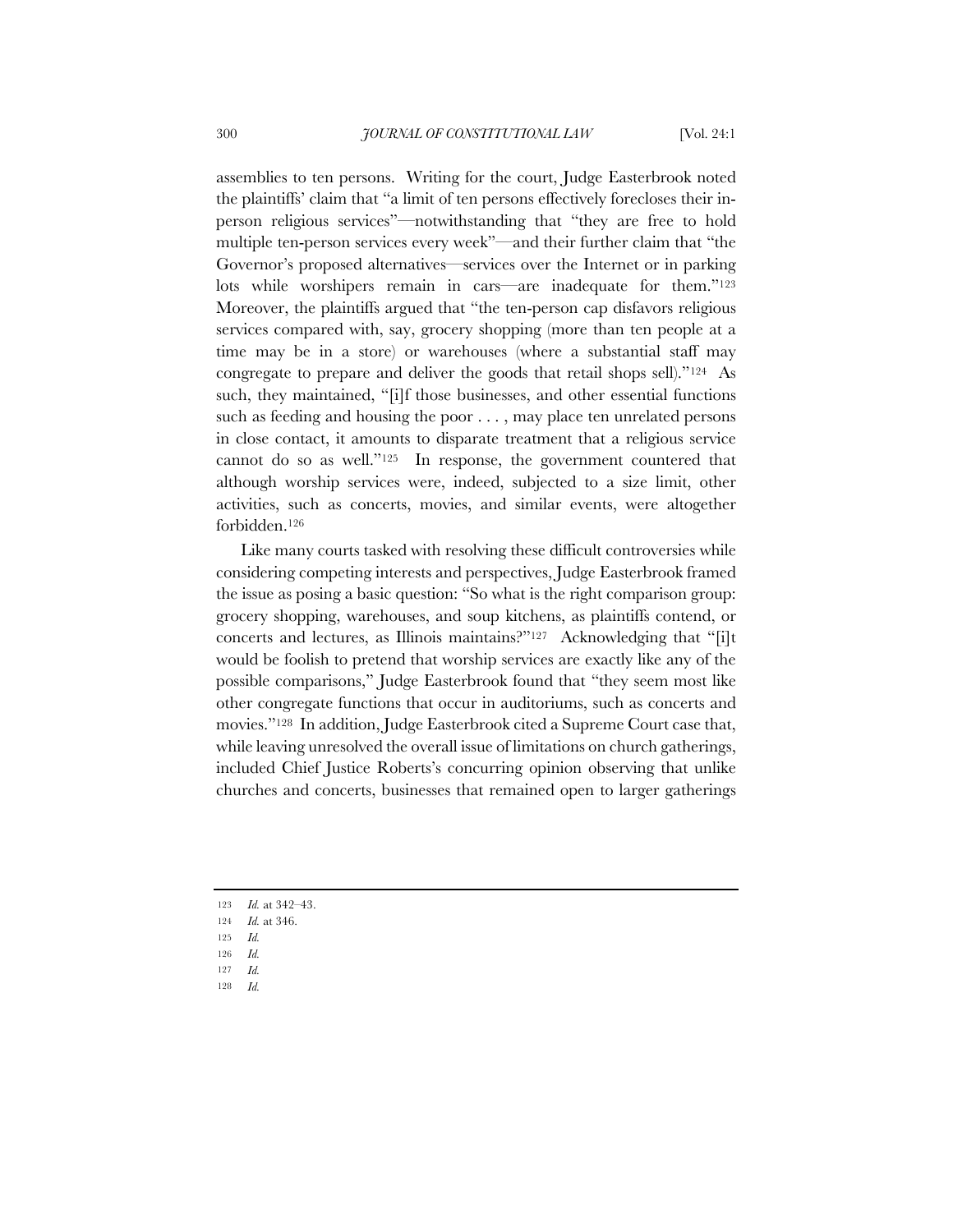assemblies to ten persons. Writing for the court, Judge Easterbrook noted the plaintiffs' claim that "a limit of ten persons effectively forecloses their in-person religious services"—notwithstanding that "they are free to hold multiple ten-person services every week"—and their further claim that "the Governor's proposed alternatives—services over the Internet or in parking lots while worshipers remain in cars—are inadequate for them."[123] Moreover, the plaintiffs argued that "the ten-person cap disfavors religious services compared with, say, grocery shopping (more than ten people at a time may be in a store) or warehouses (where a substantial staff may congregate to prepare and deliver the goods that retail shops sell)."[124] As such, they maintained, "[i]f those businesses, and other essential functions such as feeding and housing the poor . . . , may place ten unrelated persons in close contact, it amounts to disparate treatment that a religious service cannot do so as well."[125] In response, the government countered that although worship services were, indeed, subjected to a size limit, other activities, such as concerts, movies, and similar events, were altogether forbidden.[126]

Like many courts tasked with resolving these difficult controversies while considering competing interests and perspectives, Judge Easterbrook framed the issue as posing a basic question: "So what is the right comparison group: grocery shopping, warehouses, and soup kitchens, as plaintiffs contend, or concerts and lectures, as Illinois maintains?"[127] Acknowledging that "[i]t would be foolish to pretend that worship services are exactly like any of the possible comparisons," Judge Easterbrook found that "they seem most like other congregate functions that occur in auditoriums, such as concerts and movies."[128] In addition, Judge Easterbrook cited a Supreme Court case that, while leaving unresolved the overall issue of limitations on church gatherings, included Chief Justice Roberts's concurring opinion observing that unlike churches and concerts, businesses that remained open to larger gatherings

---

123 *Id.* at 342–43.

124 *Id.* at 346.

125 *Id.*

126 *Id.*

127 *Id.*

128 *Id.*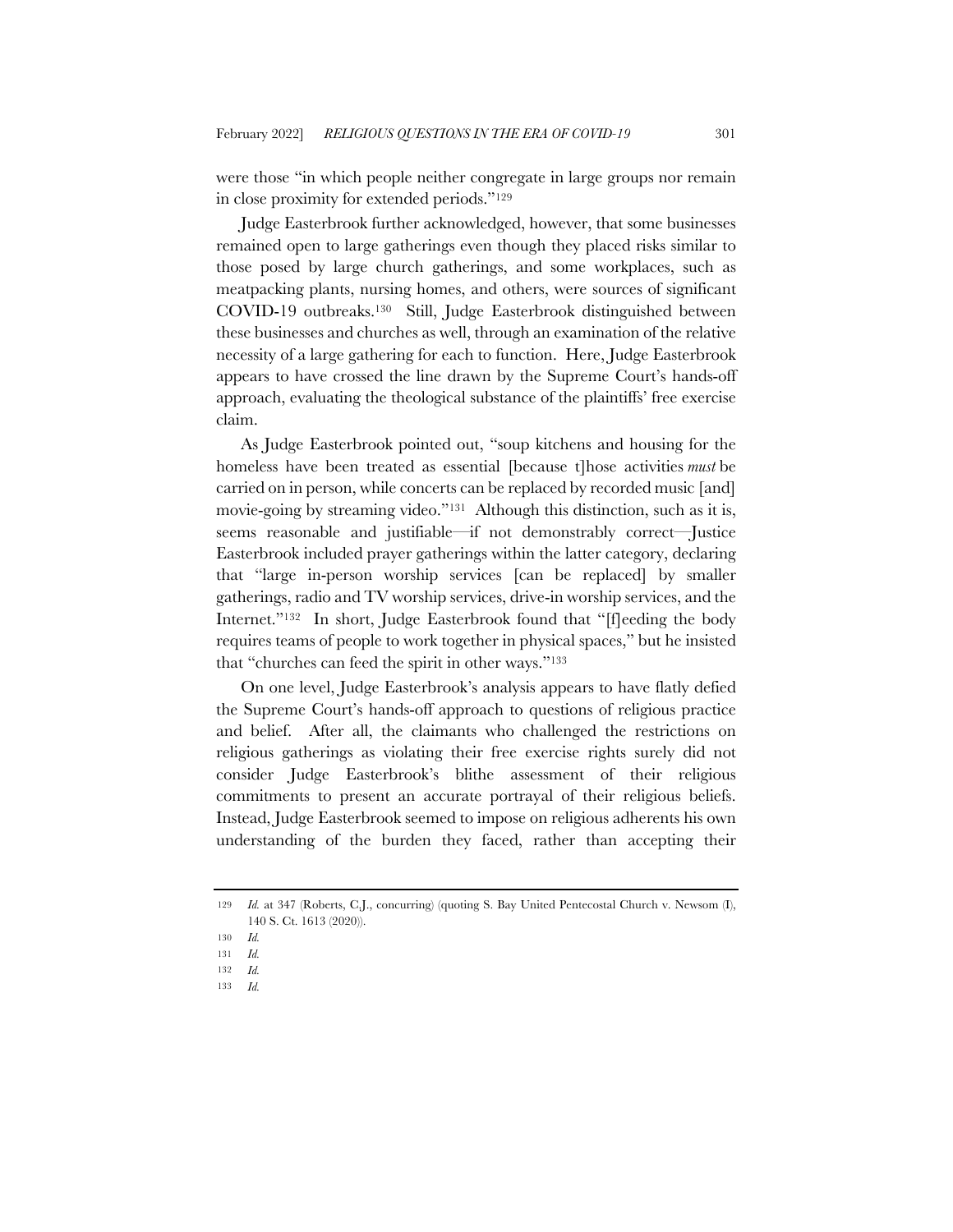were those "in which people neither congregate in large groups nor remain in close proximity for extended periods."[129]

Judge Easterbrook further acknowledged, however, that some businesses remained open to large gatherings even though they placed risks similar to those posed by large church gatherings, and some workplaces, such as meatpacking plants, nursing homes, and others, were sources of significant COVID-19 outbreaks.[130] Still, Judge Easterbrook distinguished between these businesses and churches as well, through an examination of the relative necessity of a large gathering for each to function. Here, Judge Easterbrook appears to have crossed the line drawn by the Supreme Court's hands-off approach, evaluating the theological substance of the plaintiffs' free exercise claim.

As Judge Easterbrook pointed out, "soup kitchens and housing for the homeless have been treated as essential [because t]hose activities *must* be carried on in person, while concerts can be replaced by recorded music [and] movie-going by streaming video."[131] Although this distinction, such as it is, seems reasonable and justifiable—if not demonstrably correct—Justice Easterbrook included prayer gatherings within the latter category, declaring that "large in-person worship services [can be replaced] by smaller gatherings, radio and TV worship services, drive-in worship services, and the Internet."[132] In short, Judge Easterbrook found that "[f]eeding the body requires teams of people to work together in physical spaces," but he insisted that "churches can feed the spirit in other ways."[133]

On one level, Judge Easterbrook's analysis appears to have flatly defied the Supreme Court's hands-off approach to questions of religious practice and belief. After all, the claimants who challenged the restrictions on religious gatherings as violating their free exercise rights surely did not consider Judge Easterbrook's blithe assessment of their religious commitments to present an accurate portrayal of their religious beliefs. Instead, Judge Easterbrook seemed to impose on religious adherents his own understanding of the burden they faced, rather than accepting their

---

129 *Id.* at 347 (Roberts, C.J., concurring) (quoting S. Bay United Pentecostal Church v. Newsom (I), 140 S. Ct. 1613 (2020)).

130 *Id.*

131 *Id.*

132 *Id.*

133 *Id.*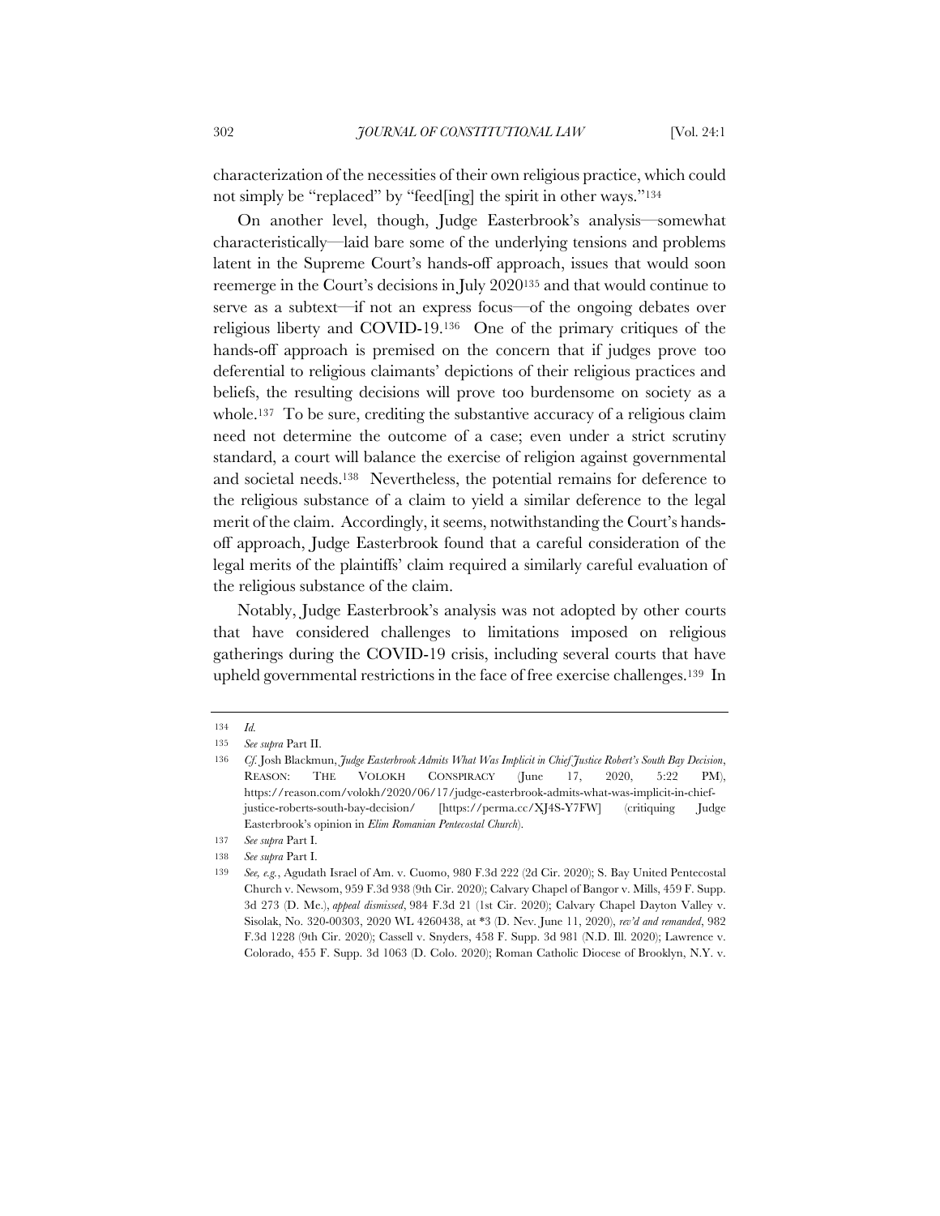characterization of the necessities of their own religious practice, which could not simply be "replaced" by "feed[ing] the spirit in other ways."[134]

On another level, though, Judge Easterbrook's analysis—somewhat characteristically—laid bare some of the underlying tensions and problems latent in the Supreme Court's hands-off approach, issues that would soon reemerge in the Court's decisions in July 2020[135] and that would continue to serve as a subtext—if not an express focus—of the ongoing debates over religious liberty and COVID-19.[136] One of the primary critiques of the hands-off approach is premised on the concern that if judges prove too deferential to religious claimants' depictions of their religious practices and beliefs, the resulting decisions will prove too burdensome on society as a whole.[137] To be sure, crediting the substantive accuracy of a religious claim need not determine the outcome of a case; even under a strict scrutiny standard, a court will balance the exercise of religion against governmental and societal needs.[138] Nevertheless, the potential remains for deference to the religious substance of a claim to yield a similar deference to the legal merit of the claim. Accordingly, it seems, notwithstanding the Court's hands-off approach, Judge Easterbrook found that a careful consideration of the legal merits of the plaintiffs' claim required a similarly careful evaluation of the religious substance of the claim.

Notably, Judge Easterbrook's analysis was not adopted by other courts that have considered challenges to limitations imposed on religious gatherings during the COVID-19 crisis, including several courts that have upheld governmental restrictions in the face of free exercise challenges.[139] In

---

134 *Id.*

135 *See supra* Part II.

136 *Cf.* Josh Blackmun, *Judge Easterbrook Admits What Was Implicit in Chief Justice Robert's South Bay Decision*, REASON: THE VOLOKH CONSPIRACY (June 17, 2020, 5:22 PM), https://reason.com/volokh/2020/06/17/judge-easterbrook-admits-what-was-implicit-in-chief-justice-roberts-south-bay-decision/ [https://perma.cc/XJ4S-Y7FW] (critiquing Judge Easterbrook's opinion in *Elim Romanian Pentecostal Church*).

137 *See supra* Part I.

138 *See supra* Part I.

139 *See, e.g.*, Agudath Israel of Am. v. Cuomo, 980 F.3d 222 (2d Cir. 2020); S. Bay United Pentecostal Church v. Newsom, 959 F.3d 938 (9th Cir. 2020); Calvary Chapel of Bangor v. Mills, 459 F. Supp. 3d 273 (D. Me.), *appeal dismissed*, 984 F.3d 21 (1st Cir. 2020); Calvary Chapel Dayton Valley v. Sisolak, No. 320-00303, 2020 WL 4260438, at *3 (D. Nev. June 11, 2020), *rev'd and remanded*, 982 F.3d 1228 (9th Cir. 2020); Cassell v. Snyders, 458 F. Supp. 3d 981 (N.D. Ill. 2020); Lawrence v. Colorado, 455 F. Supp. 3d 1063 (D. Colo. 2020); Roman Catholic Diocese of Brooklyn, N.Y. v.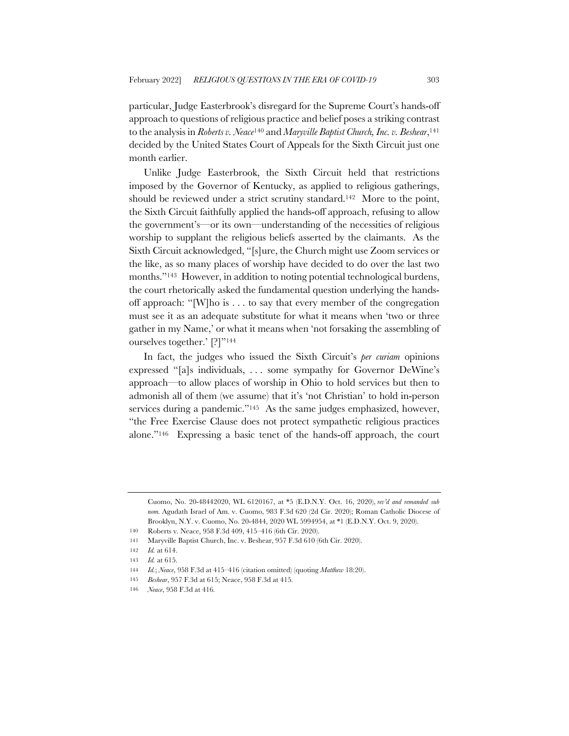particular, Judge Easterbrook's disregard for the Supreme Court's hands-off approach to questions of religious practice and belief poses a striking contrast to the analysis in *Roberts v. Neace*[140] and *Maryville Baptist Church, Inc. v. Beshear*,[141] decided by the United States Court of Appeals for the Sixth Circuit just one month earlier.

Unlike Judge Easterbrook, the Sixth Circuit held that restrictions imposed by the Governor of Kentucky, as applied to religious gatherings, should be reviewed under a strict scrutiny standard.[142] More to the point, the Sixth Circuit faithfully applied the hands-off approach, refusing to allow the government's—or its own—understanding of the necessities of religious worship to supplant the religious beliefs asserted by the claimants. As the Sixth Circuit acknowledged, "[s]ure, the Church might use Zoom services or the like, as so many places of worship have decided to do over the last two months."[143] However, in addition to noting potential technological burdens, the court rhetorically asked the fundamental question underlying the hands-off approach: "[W]ho is . . . to say that every member of the congregation must see it as an adequate substitute for what it means when 'two or three gather in my Name,' or what it means when 'not forsaking the assembling of ourselves together.' [?]"[144]

In fact, the judges who issued the Sixth Circuit's *per curiam* opinions expressed "[a]s individuals, . . . some sympathy for Governor DeWine's approach—to allow places of worship in Ohio to hold services but then to admonish all of them (we assume) that it's 'not Christian' to hold in-person services during a pandemic."[145] As the same judges emphasized, however, "the Free Exercise Clause does not protect sympathetic religious practices alone."[146] Expressing a basic tenet of the hands-off approach, the court

---

Cuomo, No. 20-48442020, WL 6120167, at *5 (E.D.N.Y. Oct. 16, 2020), *rev'd and remanded sub nom.* Agudath Israel of Am. v. Cuomo, 983 F.3d 620 (2d Cir. 2020); Roman Catholic Diocese of Brooklyn, N.Y. v. Cuomo, No. 20-4844, 2020 WL 5994954, at *1 (E.D.N.Y. Oct. 9, 2020).

140 Roberts v. Neace, 958 F.3d 409, 415–416 (6th Cir. 2020).

141 Maryville Baptist Church, Inc. v. Beshear, 957 F.3d 610 (6th Cir. 2020).

142 *Id.* at 614.

143 *Id.* at 615.

144 *Id.*; *Neace*, 958 F.3d at 415–416 (citation omitted) (quoting *Matthew* 18:20).

145 *Beshear*, 957 F.3d at 615; Neace, 958 F.3d at 415.

146 *Neace*, 958 F.3d at 416.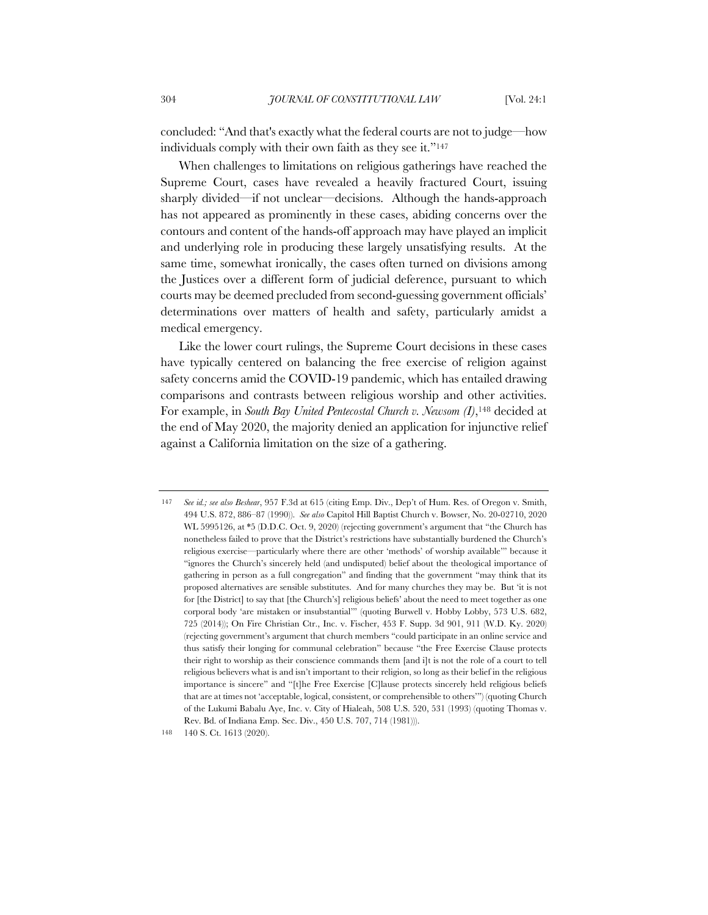concluded: "And that's exactly what the federal courts are not to judge—how individuals comply with their own faith as they see it."[147]

When challenges to limitations on religious gatherings have reached the Supreme Court, cases have revealed a heavily fractured Court, issuing sharply divided—if not unclear—decisions. Although the hands-approach has not appeared as prominently in these cases, abiding concerns over the contours and content of the hands-off approach may have played an implicit and underlying role in producing these largely unsatisfying results. At the same time, somewhat ironically, the cases often turned on divisions among the Justices over a different form of judicial deference, pursuant to which courts may be deemed precluded from second-guessing government officials' determinations over matters of health and safety, particularly amidst a medical emergency.

Like the lower court rulings, the Supreme Court decisions in these cases have typically centered on balancing the free exercise of religion against safety concerns amid the COVID-19 pandemic, which has entailed drawing comparisons and contrasts between religious worship and other activities. For example, in *South Bay United Pentecostal Church v. Newsom (I)*,[148] decided at the end of May 2020, the majority denied an application for injunctive relief against a California limitation on the size of a gathering.

---

[147] *See id.; see also Beshear*, 957 F.3d at 615 (citing Emp. Div., Dep't of Hum. Res. of Oregon v. Smith, 494 U.S. 872, 886–87 (1990)). *See also* Capitol Hill Baptist Church v. Bowser, No. 20-02710, 2020 WL 5995126, at *5 (D.D.C. Oct. 9, 2020) (rejecting government's argument that "the Church has nonetheless failed to prove that the District's restrictions have substantially burdened the Church's religious exercise—particularly where there are other 'methods' of worship available'" because it "ignores the Church's sincerely held (and undisputed) belief about the theological importance of gathering in person as a full congregation" and finding that the government "may think that its proposed alternatives are sensible substitutes. And for many churches they may be. But 'it is not for [the District] to say that [the Church's] religious beliefs' about the need to meet together as one corporal body 'are mistaken or insubstantial'" (quoting Burwell v. Hobby Lobby, 573 U.S. 682, 725 (2014)); On Fire Christian Ctr., Inc. v. Fischer, 453 F. Supp. 3d 901, 911 (W.D. Ky. 2020) (rejecting government's argument that church members "could participate in an online service and thus satisfy their longing for communal celebration" because "the Free Exercise Clause protects their right to worship as their conscience commands them [and i]t is not the role of a court to tell religious believers what is and isn't important to their religion, so long as their belief in the religious importance is sincere" and "[t]he Free Exercise [C]lause protects sincerely held religious beliefs that are at times not 'acceptable, logical, consistent, or comprehensible to others'") (quoting Church of the Lukumi Babalu Aye, Inc. v. City of Hialeah, 508 U.S. 520, 531 (1993) (quoting Thomas v. Rev. Bd. of Indiana Emp. Sec. Div., 450 U.S. 707, 714 (1981))).

[148] 140 S. Ct. 1613 (2020).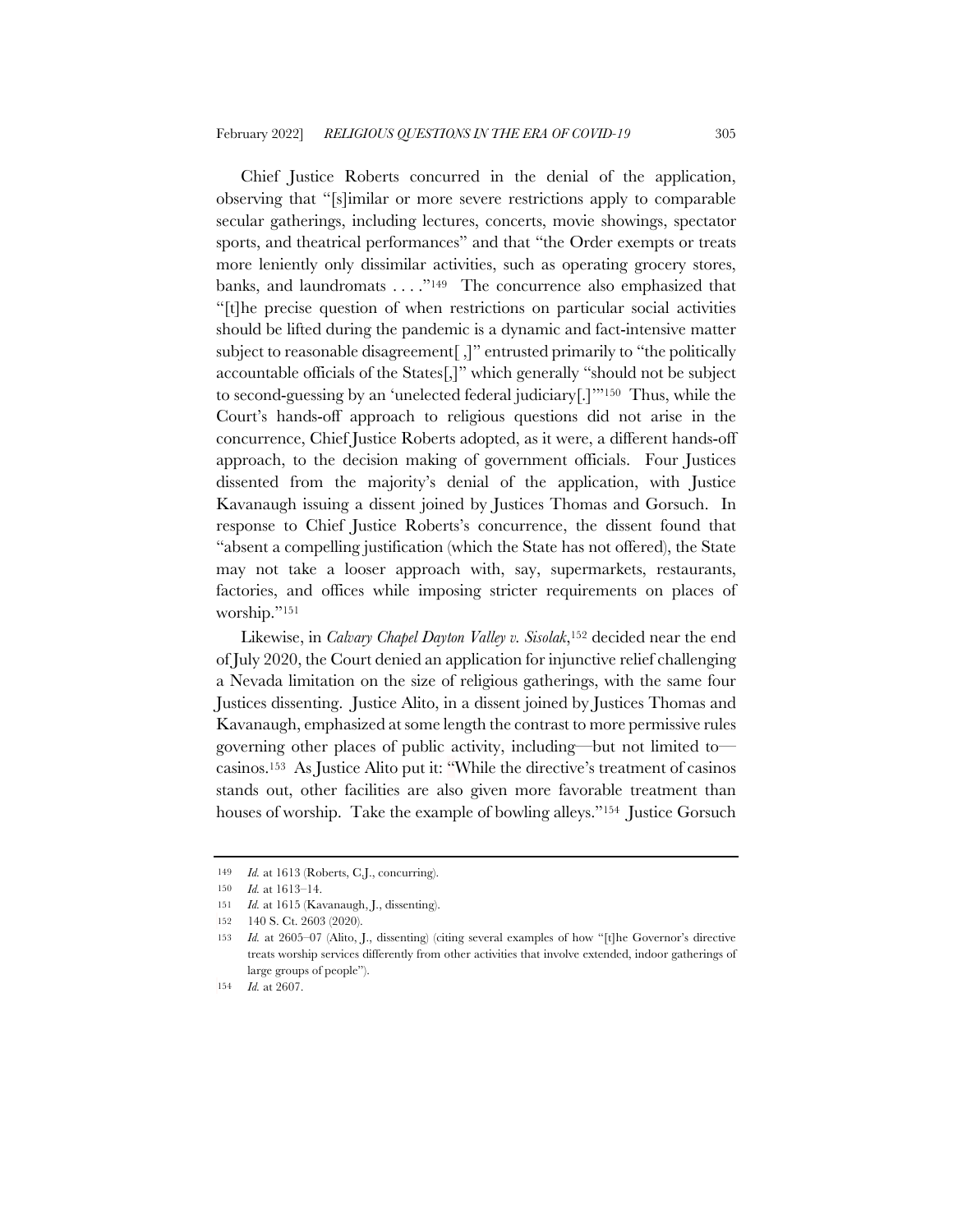Chief Justice Roberts concurred in the denial of the application, observing that "[s]imilar or more severe restrictions apply to comparable secular gatherings, including lectures, concerts, movie showings, spectator sports, and theatrical performances" and that "the Order exempts or treats more leniently only dissimilar activities, such as operating grocery stores, banks, and laundromats . . . ."[149] The concurrence also emphasized that "[t]he precise question of when restrictions on particular social activities should be lifted during the pandemic is a dynamic and fact-intensive matter subject to reasonable disagreement[ ,]" entrusted primarily to "the politically accountable officials of the States[,]" which generally "should not be subject to second-guessing by an 'unelected federal judiciary[.]'"[150] Thus, while the Court's hands-off approach to religious questions did not arise in the concurrence, Chief Justice Roberts adopted, as it were, a different hands-off approach, to the decision making of government officials. Four Justices dissented from the majority's denial of the application, with Justice Kavanaugh issuing a dissent joined by Justices Thomas and Gorsuch. In response to Chief Justice Roberts's concurrence, the dissent found that "absent a compelling justification (which the State has not offered), the State may not take a looser approach with, say, supermarkets, restaurants, factories, and offices while imposing stricter requirements on places of worship."[151]

Likewise, in *Calvary Chapel Dayton Valley v. Sisolak*,[152] decided near the end of July 2020, the Court denied an application for injunctive relief challenging a Nevada limitation on the size of religious gatherings, with the same four Justices dissenting. Justice Alito, in a dissent joined by Justices Thomas and Kavanaugh, emphasized at some length the contrast to more permissive rules governing other places of public activity, including—but not limited to—casinos.[153] As Justice Alito put it: "While the directive's treatment of casinos stands out, other facilities are also given more favorable treatment than houses of worship. Take the example of bowling alleys."[154] Justice Gorsuch

---

149 *Id.* at 1613 (Roberts, C.J., concurring).

150 *Id.* at 1613–14.

151 *Id.* at 1615 (Kavanaugh, J., dissenting).

152 140 S. Ct. 2603 (2020).

153 *Id.* at 2605–07 (Alito, J., dissenting) (citing several examples of how "[t]he Governor's directive treats worship services differently from other activities that involve extended, indoor gatherings of large groups of people").

154 *Id.* at 2607.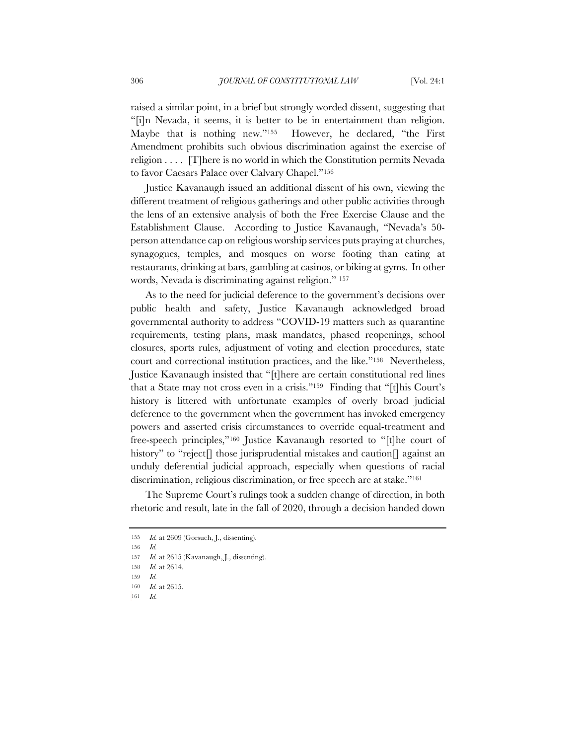raised a similar point, in a brief but strongly worded dissent, suggesting that "[i]n Nevada, it seems, it is better to be in entertainment than religion. Maybe that is nothing new."[155] However, he declared, "the First Amendment prohibits such obvious discrimination against the exercise of religion . . . . [T]here is no world in which the Constitution permits Nevada to favor Caesars Palace over Calvary Chapel."[156]

Justice Kavanaugh issued an additional dissent of his own, viewing the different treatment of religious gatherings and other public activities through the lens of an extensive analysis of both the Free Exercise Clause and the Establishment Clause. According to Justice Kavanaugh, "Nevada's 50-person attendance cap on religious worship services puts praying at churches, synagogues, temples, and mosques on worse footing than eating at restaurants, drinking at bars, gambling at casinos, or biking at gyms. In other words, Nevada is discriminating against religion." [157]

As to the need for judicial deference to the government's decisions over public health and safety, Justice Kavanaugh acknowledged broad governmental authority to address "COVID-19 matters such as quarantine requirements, testing plans, mask mandates, phased reopenings, school closures, sports rules, adjustment of voting and election procedures, state court and correctional institution practices, and the like."[158] Nevertheless, Justice Kavanaugh insisted that "[t]here are certain constitutional red lines that a State may not cross even in a crisis."[159] Finding that "[t]his Court's history is littered with unfortunate examples of overly broad judicial deference to the government when the government has invoked emergency powers and asserted crisis circumstances to override equal-treatment and free-speech principles,"[160] Justice Kavanaugh resorted to "[t]he court of history" to "reject[] those jurisprudential mistakes and caution[] against an unduly deferential judicial approach, especially when questions of racial discrimination, religious discrimination, or free speech are at stake."[161]

The Supreme Court's rulings took a sudden change of direction, in both rhetoric and result, late in the fall of 2020, through a decision handed down

---

155 *Id.* at 2609 (Gorsuch, J., dissenting).

156 *Id.*

157 *Id.* at 2615 (Kavanaugh, J., dissenting).

158 *Id.* at 2614.

159 *Id.*

160 *Id.* at 2615.

161 *Id.*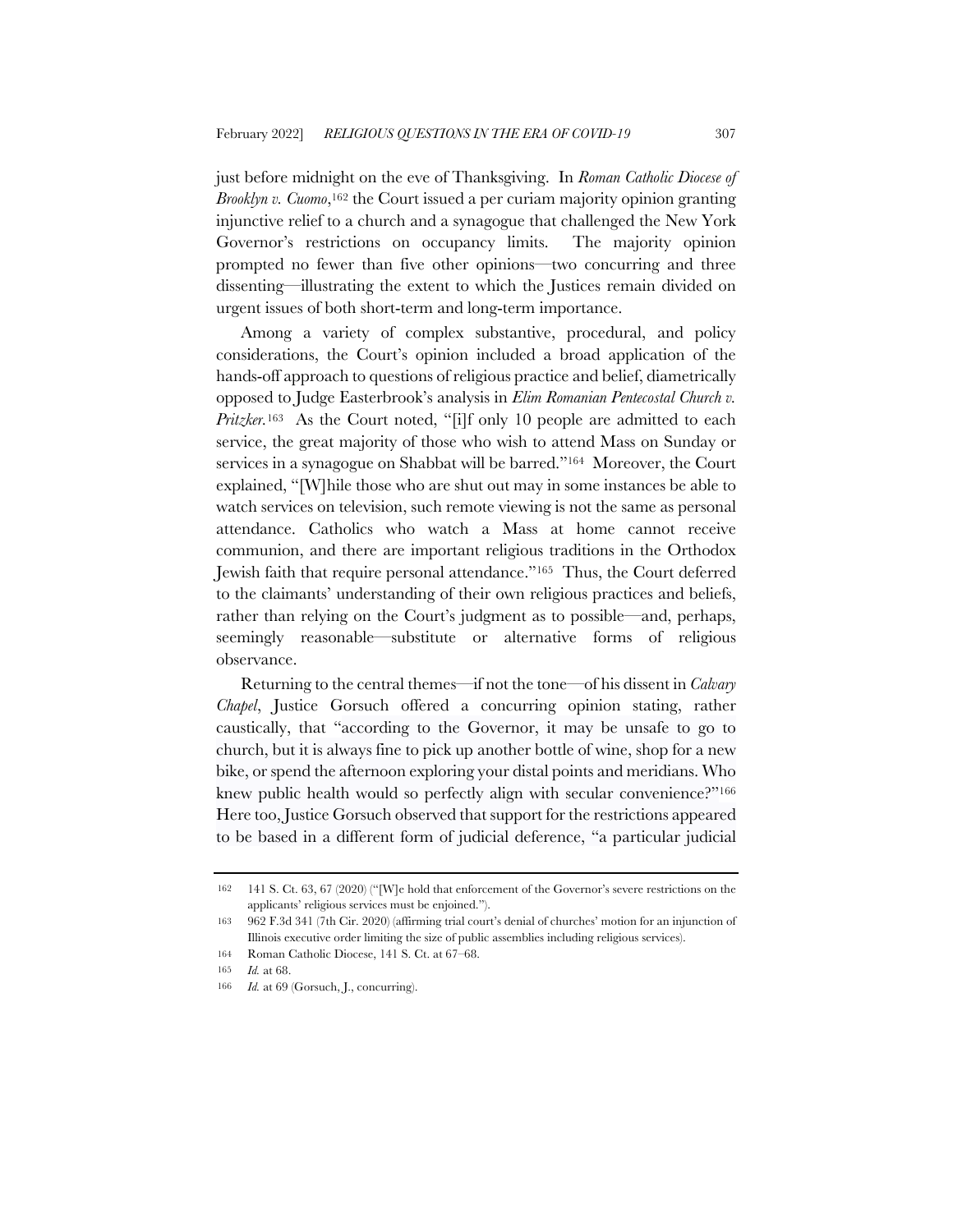just before midnight on the eve of Thanksgiving. In *Roman Catholic Diocese of Brooklyn v. Cuomo*,[162] the Court issued a per curiam majority opinion granting injunctive relief to a church and a synagogue that challenged the New York Governor's restrictions on occupancy limits. The majority opinion prompted no fewer than five other opinions—two concurring and three dissenting—illustrating the extent to which the Justices remain divided on urgent issues of both short-term and long-term importance.

Among a variety of complex substantive, procedural, and policy considerations, the Court's opinion included a broad application of the hands-off approach to questions of religious practice and belief, diametrically opposed to Judge Easterbrook's analysis in *Elim Romanian Pentecostal Church v. Pritzker*.[163] As the Court noted, "[i]f only 10 people are admitted to each service, the great majority of those who wish to attend Mass on Sunday or services in a synagogue on Shabbat will be barred."[164] Moreover, the Court explained, "[W]hile those who are shut out may in some instances be able to watch services on television, such remote viewing is not the same as personal attendance. Catholics who watch a Mass at home cannot receive communion, and there are important religious traditions in the Orthodox Jewish faith that require personal attendance."[165] Thus, the Court deferred to the claimants' understanding of their own religious practices and beliefs, rather than relying on the Court's judgment as to possible—and, perhaps, seemingly reasonable—substitute or alternative forms of religious observance.

Returning to the central themes—if not the tone—of his dissent in *Calvary Chapel*, Justice Gorsuch offered a concurring opinion stating, rather caustically, that "according to the Governor, it may be unsafe to go to church, but it is always fine to pick up another bottle of wine, shop for a new bike, or spend the afternoon exploring your distal points and meridians. Who knew public health would so perfectly align with secular convenience?"[166] Here too, Justice Gorsuch observed that support for the restrictions appeared to be based in a different form of judicial deference, "a particular judicial

---

162 141 S. Ct. 63, 67 (2020) ("[W]e hold that enforcement of the Governor's severe restrictions on the applicants' religious services must be enjoined.").

163 962 F.3d 341 (7th Cir. 2020) (affirming trial court's denial of churches' motion for an injunction of Illinois executive order limiting the size of public assemblies including religious services).

164 Roman Catholic Diocese, 141 S. Ct. at 67–68.

165 *Id.* at 68.

166 *Id.* at 69 (Gorsuch, J., concurring).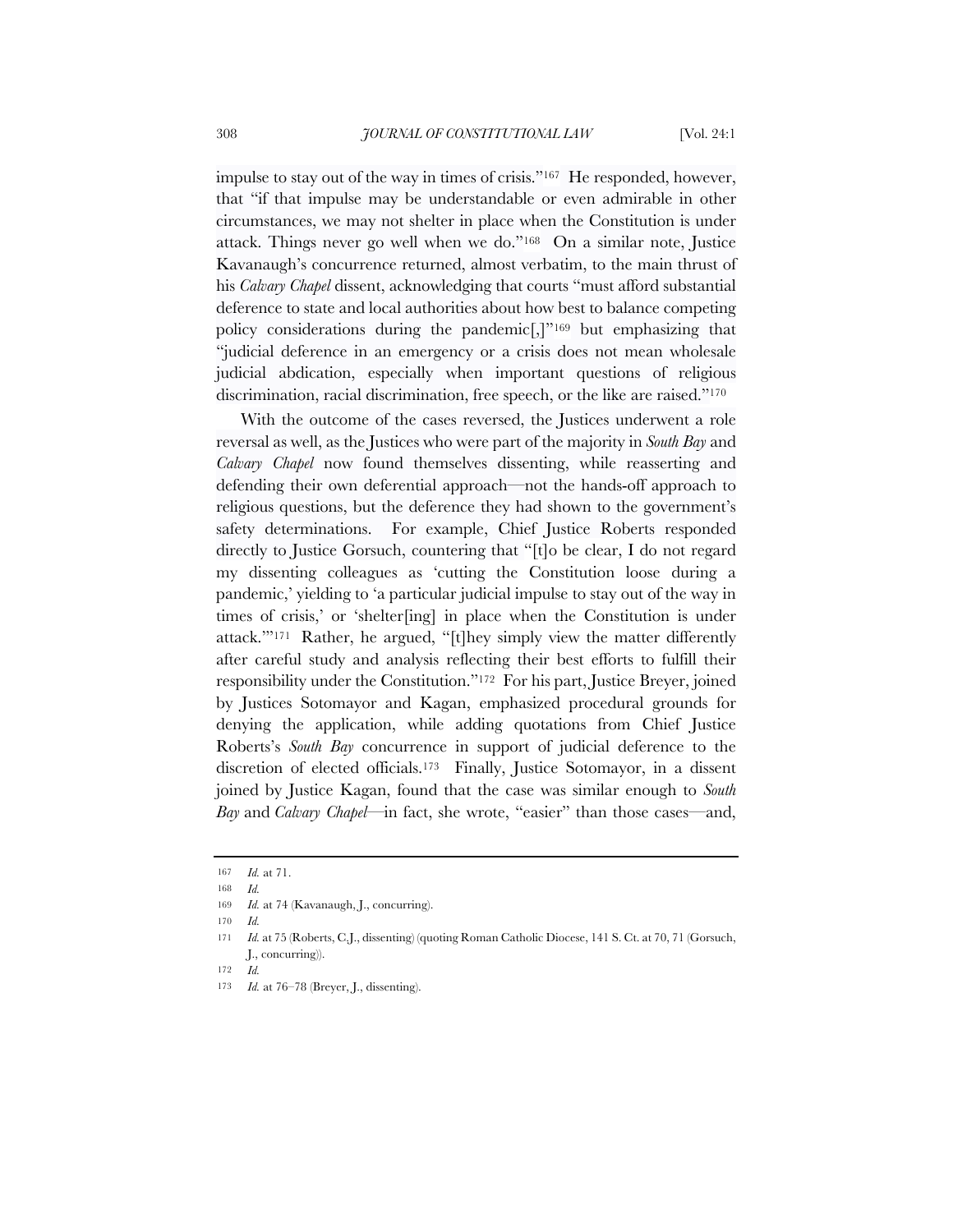impulse to stay out of the way in times of crisis."[167] He responded, however, that "if that impulse may be understandable or even admirable in other circumstances, we may not shelter in place when the Constitution is under attack. Things never go well when we do."[168] On a similar note, Justice Kavanaugh's concurrence returned, almost verbatim, to the main thrust of his *Calvary Chapel* dissent, acknowledging that courts "must afford substantial deference to state and local authorities about how best to balance competing policy considerations during the pandemic[,]"[169] but emphasizing that "judicial deference in an emergency or a crisis does not mean wholesale judicial abdication, especially when important questions of religious discrimination, racial discrimination, free speech, or the like are raised."[170]

With the outcome of the cases reversed, the Justices underwent a role reversal as well, as the Justices who were part of the majority in *South Bay* and *Calvary Chapel* now found themselves dissenting, while reasserting and defending their own deferential approach—not the hands-off approach to religious questions, but the deference they had shown to the government's safety determinations. For example, Chief Justice Roberts responded directly to Justice Gorsuch, countering that "[t]o be clear, I do not regard my dissenting colleagues as 'cutting the Constitution loose during a pandemic,' yielding to 'a particular judicial impulse to stay out of the way in times of crisis,' or 'shelter[ing] in place when the Constitution is under attack.'"[171] Rather, he argued, "[t]hey simply view the matter differently after careful study and analysis reflecting their best efforts to fulfill their responsibility under the Constitution."[172] For his part, Justice Breyer, joined by Justices Sotomayor and Kagan, emphasized procedural grounds for denying the application, while adding quotations from Chief Justice Roberts's *South Bay* concurrence in support of judicial deference to the discretion of elected officials.[173] Finally, Justice Sotomayor, in a dissent joined by Justice Kagan, found that the case was similar enough to *South Bay* and *Calvary Chapel*—in fact, she wrote, "easier" than those cases—and,

---

167 *Id.* at 71.

168 *Id.*

169 *Id.* at 74 (Kavanaugh, J., concurring).

170 *Id.*

171 *Id.* at 75 (Roberts, C.J., dissenting) (quoting Roman Catholic Diocese, 141 S. Ct. at 70, 71 (Gorsuch, J., concurring)).

172 *Id.*

173 *Id.* at 76–78 (Breyer, J., dissenting).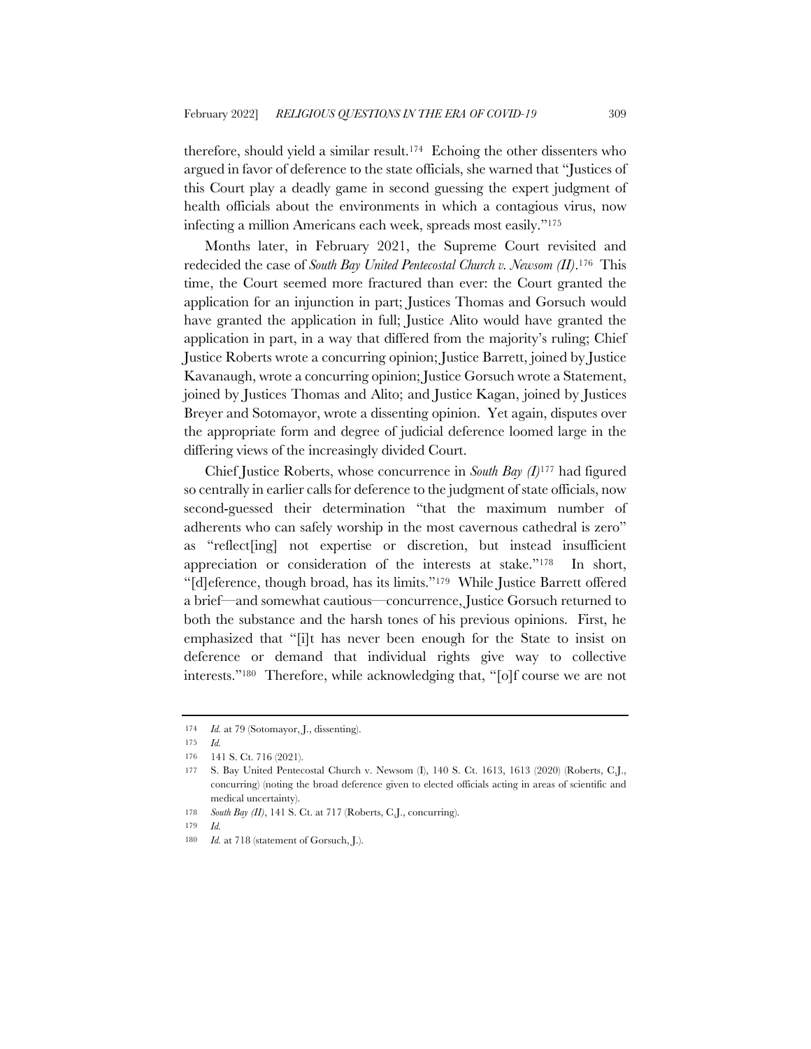therefore, should yield a similar result.[174] Echoing the other dissenters who argued in favor of deference to the state officials, she warned that "Justices of this Court play a deadly game in second guessing the expert judgment of health officials about the environments in which a contagious virus, now infecting a million Americans each week, spreads most easily."[175]

Months later, in February 2021, the Supreme Court revisited and redecided the case of *South Bay United Pentecostal Church v. Newsom (II)*.[176] This time, the Court seemed more fractured than ever: the Court granted the application for an injunction in part; Justices Thomas and Gorsuch would have granted the application in full; Justice Alito would have granted the application in part, in a way that differed from the majority's ruling; Chief Justice Roberts wrote a concurring opinion; Justice Barrett, joined by Justice Kavanaugh, wrote a concurring opinion; Justice Gorsuch wrote a Statement, joined by Justices Thomas and Alito; and Justice Kagan, joined by Justices Breyer and Sotomayor, wrote a dissenting opinion. Yet again, disputes over the appropriate form and degree of judicial deference loomed large in the differing views of the increasingly divided Court.

Chief Justice Roberts, whose concurrence in *South Bay (I)*[177] had figured so centrally in earlier calls for deference to the judgment of state officials, now second-guessed their determination "that the maximum number of adherents who can safely worship in the most cavernous cathedral is zero" as "reflect[ing] not expertise or discretion, but instead insufficient appreciation or consideration of the interests at stake."[178] In short, "[d]eference, though broad, has its limits."[179] While Justice Barrett offered a brief—and somewhat cautious—concurrence, Justice Gorsuch returned to both the substance and the harsh tones of his previous opinions. First, he emphasized that "[i]t has never been enough for the State to insist on deference or demand that individual rights give way to collective interests."[180] Therefore, while acknowledging that, "[o]f course we are not

---

174 *Id.* at 79 (Sotomayor, J., dissenting).

175 *Id.*

176 141 S. Ct. 716 (2021).

177 S. Bay United Pentecostal Church v. Newsom (I), 140 S. Ct. 1613, 1613 (2020) (Roberts, C.J., concurring) (noting the broad deference given to elected officials acting in areas of scientific and medical uncertainty).

178 *South Bay (II)*, 141 S. Ct. at 717 (Roberts, C.J., concurring).

179 *Id.*

180 *Id.* at 718 (statement of Gorsuch, J.).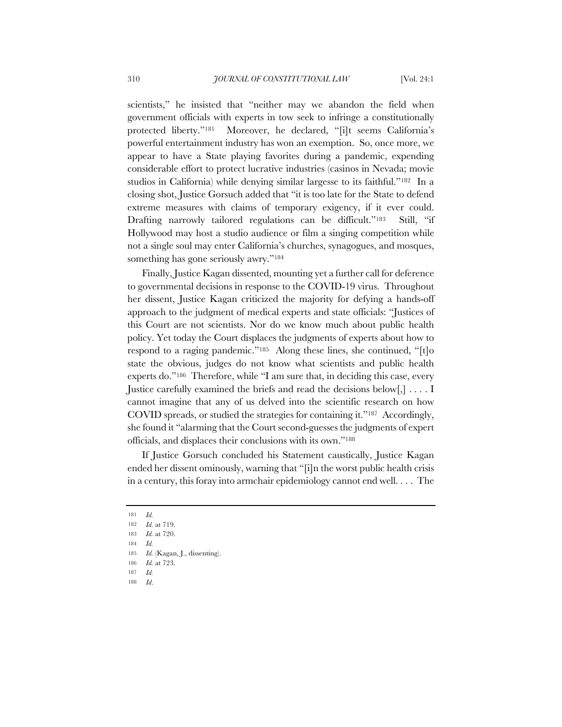scientists," he insisted that "neither may we abandon the field when government officials with experts in tow seek to infringe a constitutionally protected liberty."[181] Moreover, he declared, "[i]t seems California's powerful entertainment industry has won an exemption. So, once more, we appear to have a State playing favorites during a pandemic, expending considerable effort to protect lucrative industries (casinos in Nevada; movie studios in California) while denying similar largesse to its faithful."[182] In a closing shot, Justice Gorsuch added that "it is too late for the State to defend extreme measures with claims of temporary exigency, if it ever could. Drafting narrowly tailored regulations can be difficult."[183] Still, "if Hollywood may host a studio audience or film a singing competition while not a single soul may enter California's churches, synagogues, and mosques, something has gone seriously awry."[184]

Finally, Justice Kagan dissented, mounting yet a further call for deference to governmental decisions in response to the COVID-19 virus. Throughout her dissent, Justice Kagan criticized the majority for defying a hands-off approach to the judgment of medical experts and state officials: "Justices of this Court are not scientists. Nor do we know much about public health policy. Yet today the Court displaces the judgments of experts about how to respond to a raging pandemic."[185] Along these lines, she continued, "[t]o state the obvious, judges do not know what scientists and public health experts do."[186] Therefore, while "I am sure that, in deciding this case, every Justice carefully examined the briefs and read the decisions below[,] . . . . I cannot imagine that any of us delved into the scientific research on how COVID spreads, or studied the strategies for containing it."[187] Accordingly, she found it "alarming that the Court second-guesses the judgments of expert officials, and displaces their conclusions with its own."[188]

If Justice Gorsuch concluded his Statement caustically, Justice Kagan ended her dissent ominously, warning that "[i]n the worst public health crisis in a century, this foray into armchair epidemiology cannot end well. . . . The

---

181 *Id.*

182 *Id.* at 719.

183 *Id.* at 720.

184 *Id.*

185 *Id.* (Kagan, J., dissenting).

186 *Id.* at 723.

187 *Id.*

188 *Id*.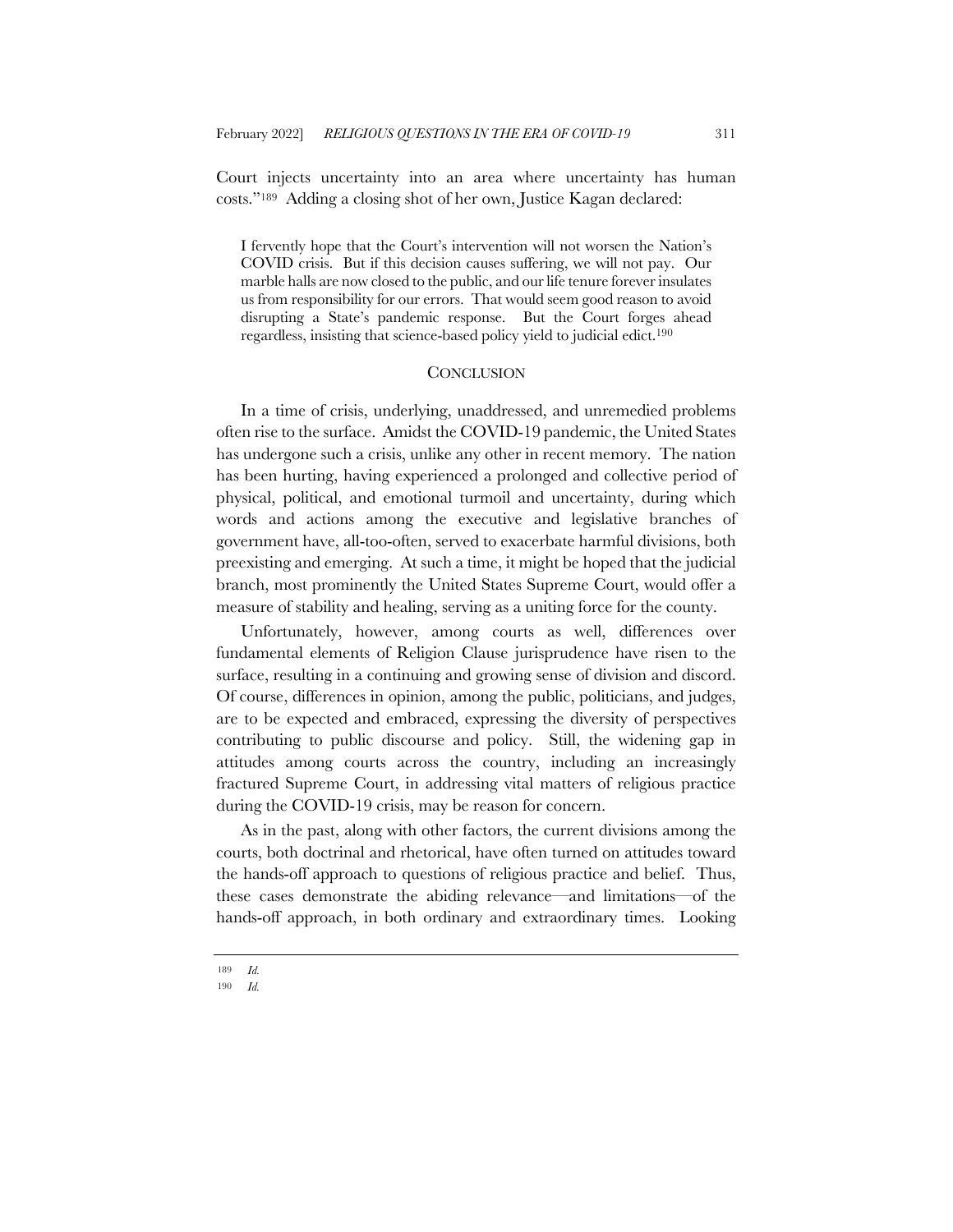Court injects uncertainty into an area where uncertainty has human costs."[189] Adding a closing shot of her own, Justice Kagan declared:

> I fervently hope that the Court's intervention will not worsen the Nation's COVID crisis. But if this decision causes suffering, we will not pay. Our marble halls are now closed to the public, and our life tenure forever insulates us from responsibility for our errors. That would seem good reason to avoid disrupting a State's pandemic response. But the Court forges ahead regardless, insisting that science-based policy yield to judicial edict.[190]

## CONCLUSION

In a time of crisis, underlying, unaddressed, and unremedied problems often rise to the surface. Amidst the COVID-19 pandemic, the United States has undergone such a crisis, unlike any other in recent memory. The nation has been hurting, having experienced a prolonged and collective period of physical, political, and emotional turmoil and uncertainty, during which words and actions among the executive and legislative branches of government have, all-too-often, served to exacerbate harmful divisions, both preexisting and emerging. At such a time, it might be hoped that the judicial branch, most prominently the United States Supreme Court, would offer a measure of stability and healing, serving as a uniting force for the county.

Unfortunately, however, among courts as well, differences over fundamental elements of Religion Clause jurisprudence have risen to the surface, resulting in a continuing and growing sense of division and discord. Of course, differences in opinion, among the public, politicians, and judges, are to be expected and embraced, expressing the diversity of perspectives contributing to public discourse and policy. Still, the widening gap in attitudes among courts across the country, including an increasingly fractured Supreme Court, in addressing vital matters of religious practice during the COVID-19 crisis, may be reason for concern.

As in the past, along with other factors, the current divisions among the courts, both doctrinal and rhetorical, have often turned on attitudes toward the hands-off approach to questions of religious practice and belief. Thus, these cases demonstrate the abiding relevance—and limitations—of the hands-off approach, in both ordinary and extraordinary times. Looking

---

189 *Id.*

190 *Id.*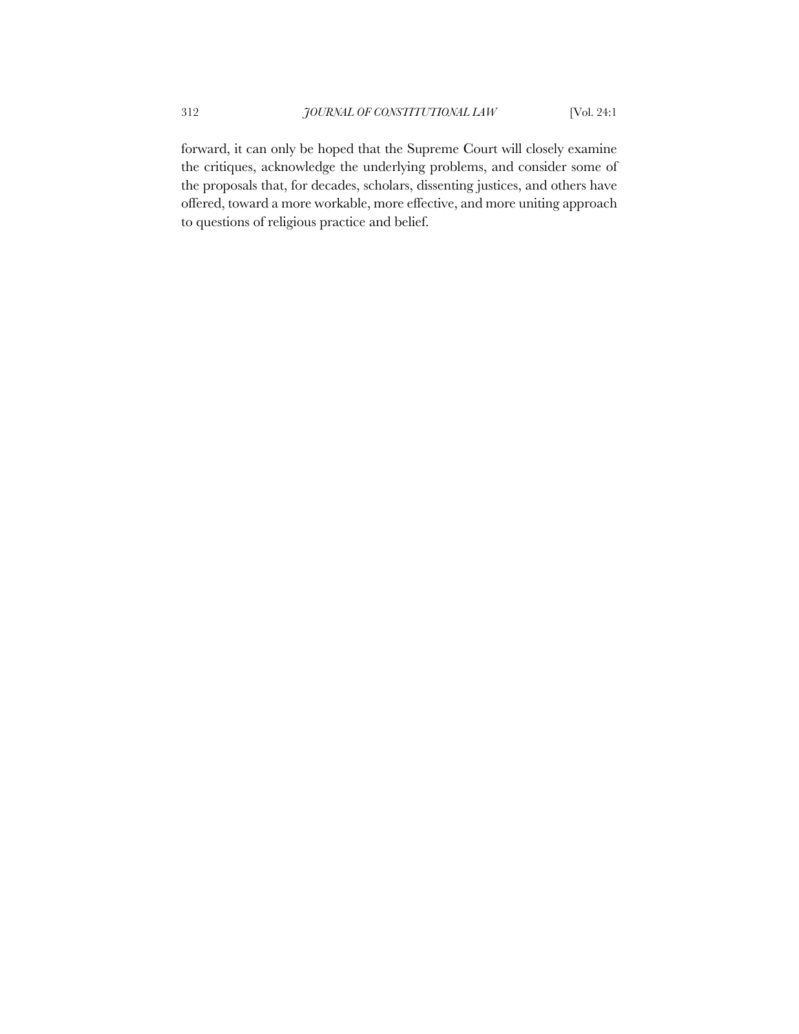forward, it can only be hoped that the Supreme Court will closely examine the critiques, acknowledge the underlying problems, and consider some of the proposals that, for decades, scholars, dissenting justices, and others have offered, toward a more workable, more effective, and more uniting approach to questions of religious practice and belief.